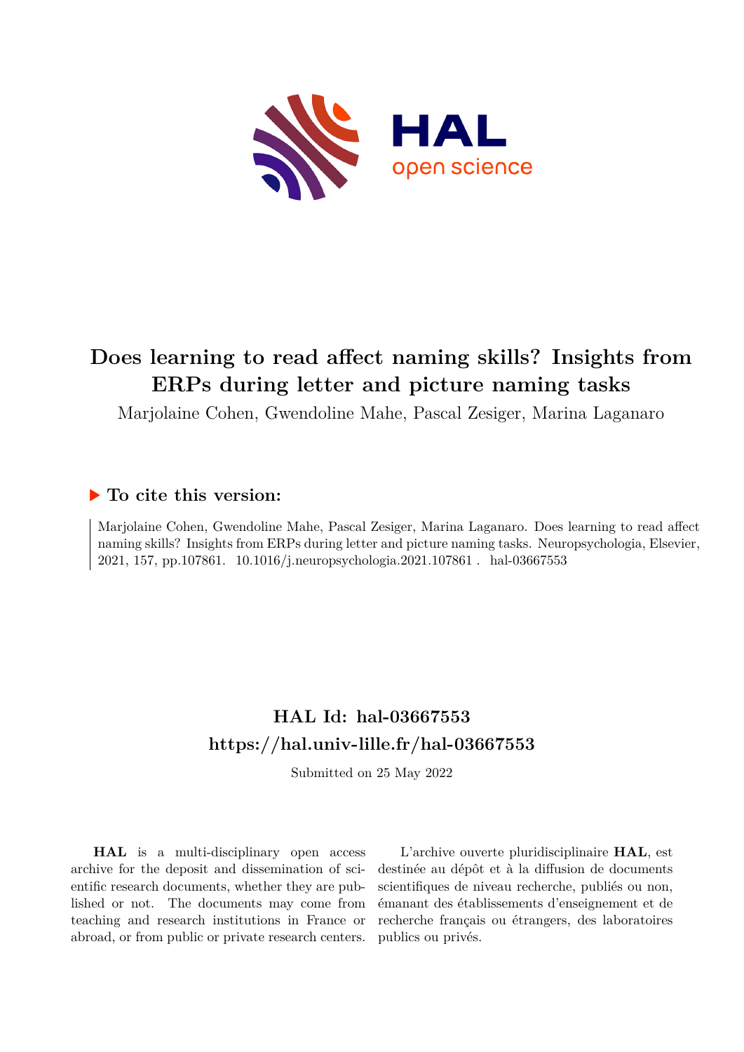# Does learning to read affect naming skills? Insights from ERPs during letter and picture naming tasks

Marjolaine Cohen, Gwendoline Mahe, Pascal Zesiger, Marina Laganaro

## ▶ To cite this version:

Marjolaine Cohen, Gwendoline Mahe, Pascal Zesiger, Marina Laganaro. Does learning to read affect naming skills? Insights from ERPs during letter and picture naming tasks. Neuropsychologia, Elsevier, 2021, 157, pp.107861. 10.1016/j.neuropsychologia.2021.107861. hal-03667553

## HAL Id: hal-03667553
## https://hal.univ-lille.fr/hal-03667553

Submitted on 25 May 2022

**HAL** is a multi-disciplinary open access archive for the deposit and dissemination of scientific research documents, whether they are published or not. The documents may come from teaching and research institutions in France or abroad, or from public or private research centers.

L'archive ouverte pluridisciplinaire **HAL**, est destinée au dépôt et à la diffusion de documents scientifiques de niveau recherche, publiés ou non, émanant des établissements d'enseignement et de recherche français ou étrangers, des laboratoires publics ou privés.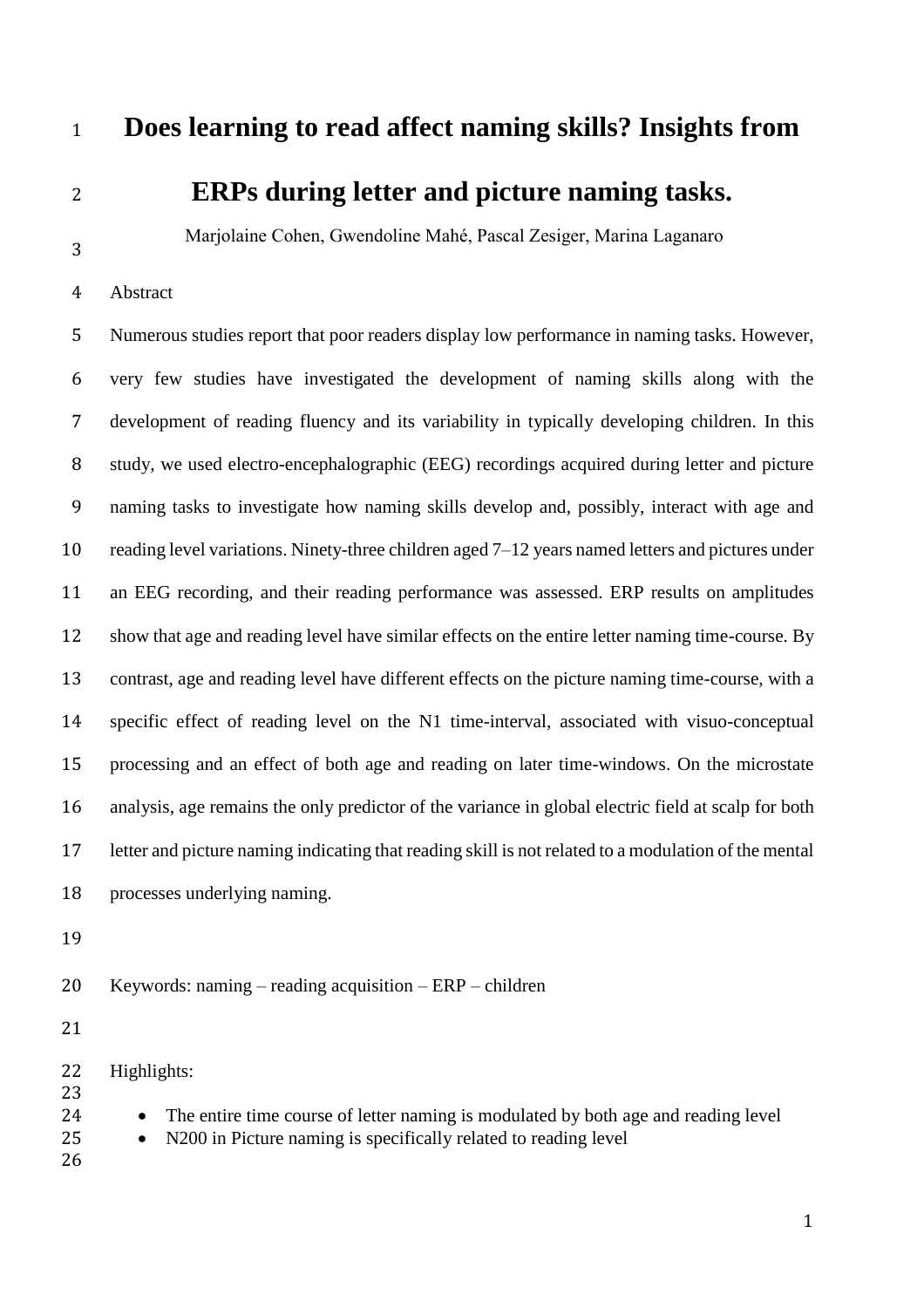# Does learning to read affect naming skills? Insights from ERPs during letter and picture naming tasks.

Marjolaine Cohen, Gwendoline Mahé, Pascal Zesiger, Marina Laganaro

## Abstract

Numerous studies report that poor readers display low performance in naming tasks. However, very few studies have investigated the development of naming skills along with the development of reading fluency and its variability in typically developing children. In this study, we used electro-encephalographic (EEG) recordings acquired during letter and picture naming tasks to investigate how naming skills develop and, possibly, interact with age and reading level variations. Ninety-three children aged 7–12 years named letters and pictures under an EEG recording, and their reading performance was assessed. ERP results on amplitudes show that age and reading level have similar effects on the entire letter naming time-course. By contrast, age and reading level have different effects on the picture naming time-course, with a specific effect of reading level on the N1 time-interval, associated with visuo-conceptual processing and an effect of both age and reading on later time-windows. On the microstate analysis, age remains the only predictor of the variance in global electric field at scalp for both letter and picture naming indicating that reading skill is not related to a modulation of the mental processes underlying naming.

Keywords: naming – reading acquisition – ERP – children

Highlights:

- The entire time course of letter naming is modulated by both age and reading level
- N200 in Picture naming is specifically related to reading level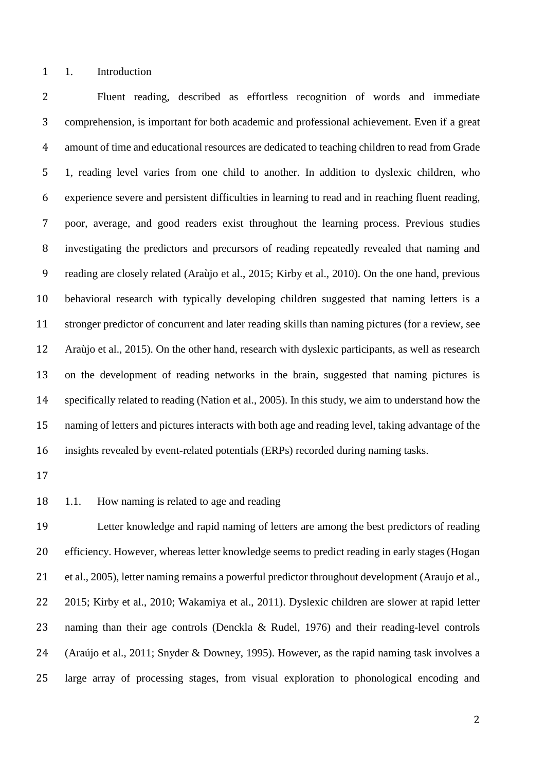# 1. Introduction

Fluent reading, described as effortless recognition of words and immediate comprehension, is important for both academic and professional achievement. Even if a great amount of time and educational resources are dedicated to teaching children to read from Grade 1, reading level varies from one child to another. In addition to dyslexic children, who experience severe and persistent difficulties in learning to read and in reaching fluent reading, poor, average, and good readers exist throughout the learning process. Previous studies investigating the predictors and precursors of reading repeatedly revealed that naming and reading are closely related (Araùjo et al., 2015; Kirby et al., 2010). On the one hand, previous behavioral research with typically developing children suggested that naming letters is a stronger predictor of concurrent and later reading skills than naming pictures (for a review, see Araùjo et al., 2015). On the other hand, research with dyslexic participants, as well as research on the development of reading networks in the brain, suggested that naming pictures is specifically related to reading (Nation et al., 2005). In this study, we aim to understand how the naming of letters and pictures interacts with both age and reading level, taking advantage of the insights revealed by event-related potentials (ERPs) recorded during naming tasks.

## 1.1. How naming is related to age and reading

Letter knowledge and rapid naming of letters are among the best predictors of reading efficiency. However, whereas letter knowledge seems to predict reading in early stages (Hogan et al., 2005), letter naming remains a powerful predictor throughout development (Araujo et al., 2015; Kirby et al., 2010; Wakamiya et al., 2011). Dyslexic children are slower at rapid letter naming than their age controls (Denckla & Rudel, 1976) and their reading-level controls (Araújo et al., 2011; Snyder & Downey, 1995). However, as the rapid naming task involves a large array of processing stages, from visual exploration to phonological encoding and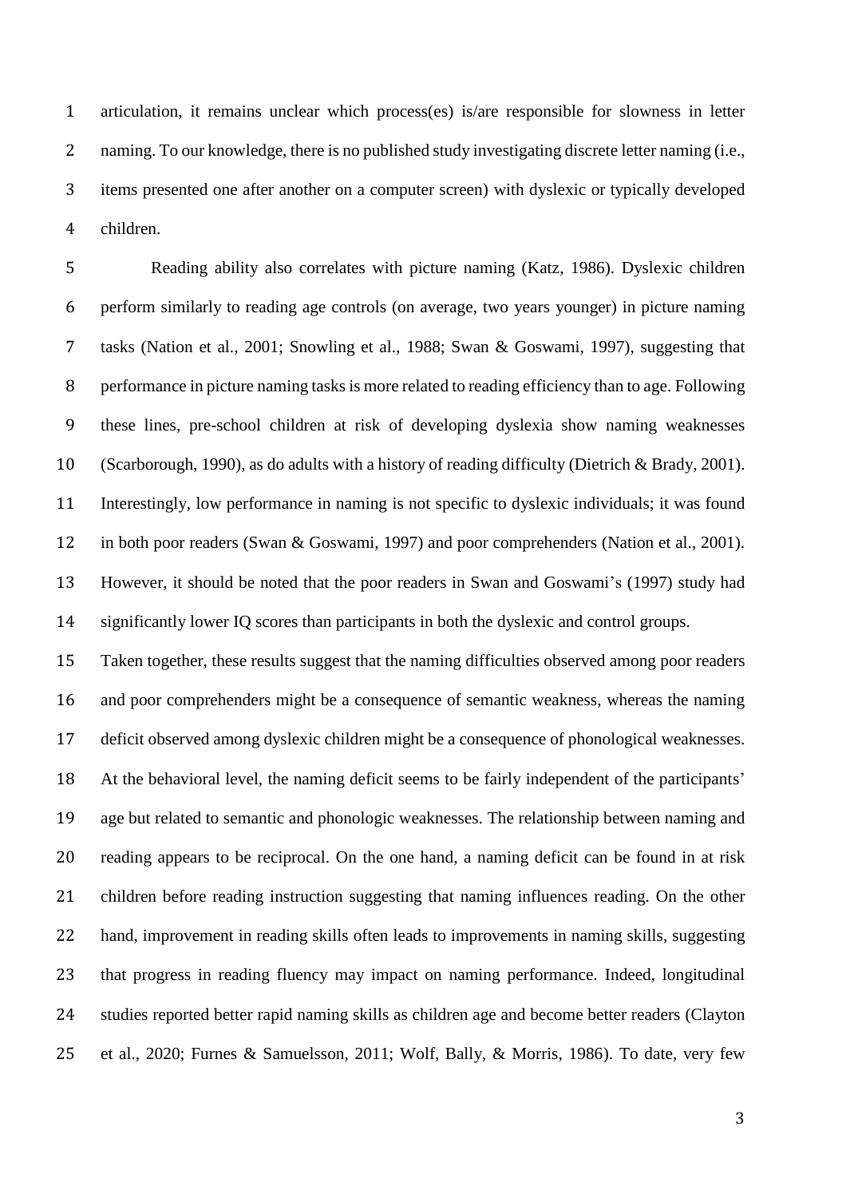articulation, it remains unclear which process(es) is/are responsible for slowness in letter naming. To our knowledge, there is no published study investigating discrete letter naming (i.e., items presented one after another on a computer screen) with dyslexic or typically developed children.

Reading ability also correlates with picture naming (Katz, 1986). Dyslexic children perform similarly to reading age controls (on average, two years younger) in picture naming tasks (Nation et al., 2001; Snowling et al., 1988; Swan & Goswami, 1997), suggesting that performance in picture naming tasks is more related to reading efficiency than to age. Following these lines, pre-school children at risk of developing dyslexia show naming weaknesses (Scarborough, 1990), as do adults with a history of reading difficulty (Dietrich & Brady, 2001). Interestingly, low performance in naming is not specific to dyslexic individuals; it was found in both poor readers (Swan & Goswami, 1997) and poor comprehenders (Nation et al., 2001). However, it should be noted that the poor readers in Swan and Goswami's (1997) study had significantly lower IQ scores than participants in both the dyslexic and control groups.

Taken together, these results suggest that the naming difficulties observed among poor readers and poor comprehenders might be a consequence of semantic weakness, whereas the naming deficit observed among dyslexic children might be a consequence of phonological weaknesses. At the behavioral level, the naming deficit seems to be fairly independent of the participants' age but related to semantic and phonologic weaknesses. The relationship between naming and reading appears to be reciprocal. On the one hand, a naming deficit can be found in at risk children before reading instruction suggesting that naming influences reading. On the other hand, improvement in reading skills often leads to improvements in naming skills, suggesting that progress in reading fluency may impact on naming performance. Indeed, longitudinal studies reported better rapid naming skills as children age and become better readers (Clayton et al., 2020; Furnes & Samuelsson, 2011; Wolf, Bally, & Morris, 1986). To date, very few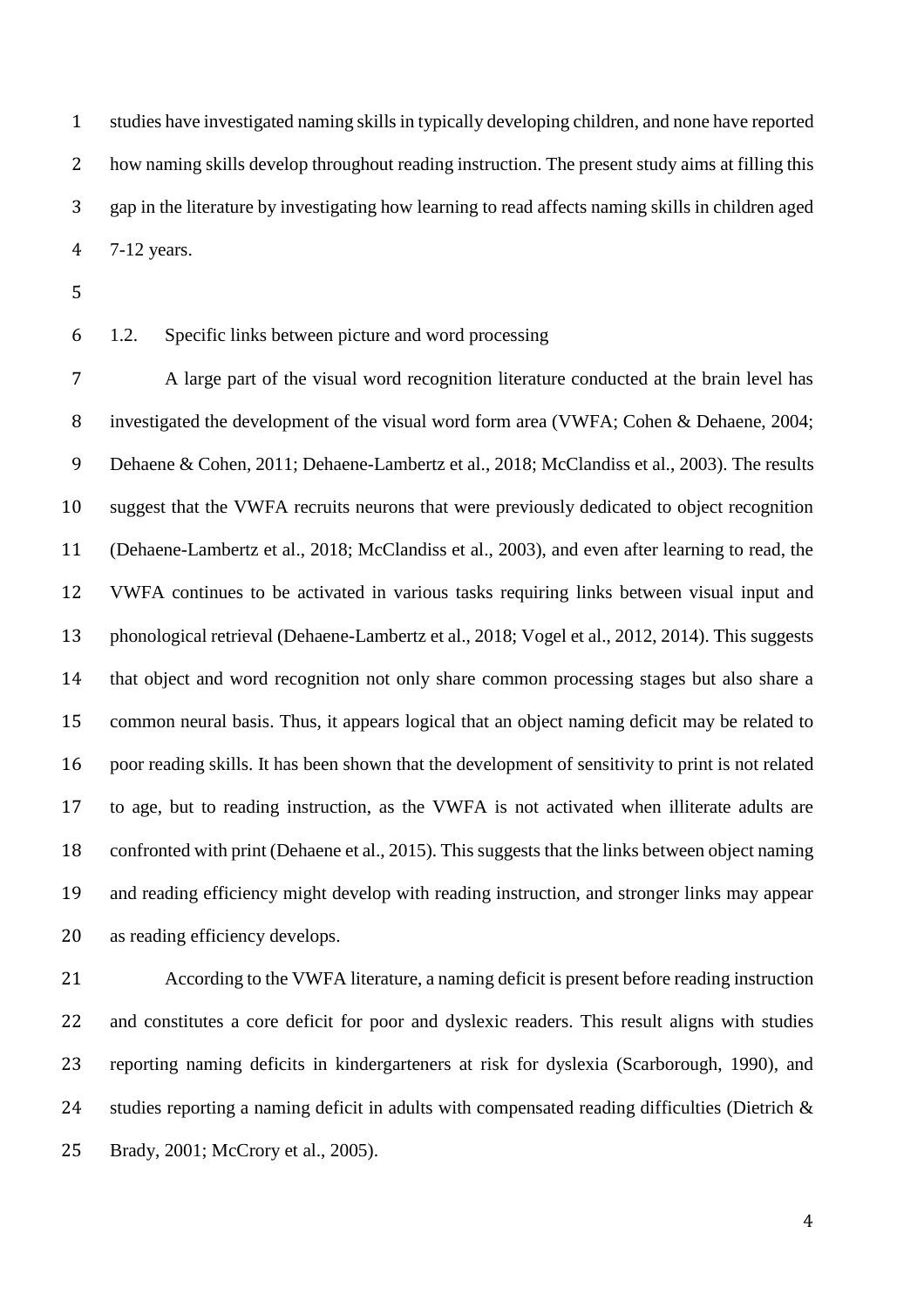studies have investigated naming skills in typically developing children, and none have reported how naming skills develop throughout reading instruction. The present study aims at filling this gap in the literature by investigating how learning to read affects naming skills in children aged 7-12 years.

### 1.2. Specific links between picture and word processing

A large part of the visual word recognition literature conducted at the brain level has investigated the development of the visual word form area (VWFA; Cohen & Dehaene, 2004; Dehaene & Cohen, 2011; Dehaene-Lambertz et al., 2018; McClandiss et al., 2003). The results suggest that the VWFA recruits neurons that were previously dedicated to object recognition (Dehaene-Lambertz et al., 2018; McClandiss et al., 2003), and even after learning to read, the VWFA continues to be activated in various tasks requiring links between visual input and phonological retrieval (Dehaene-Lambertz et al., 2018; Vogel et al., 2012, 2014). This suggests that object and word recognition not only share common processing stages but also share a common neural basis. Thus, it appears logical that an object naming deficit may be related to poor reading skills. It has been shown that the development of sensitivity to print is not related to age, but to reading instruction, as the VWFA is not activated when illiterate adults are confronted with print (Dehaene et al., 2015). This suggests that the links between object naming and reading efficiency might develop with reading instruction, and stronger links may appear as reading efficiency develops.

According to the VWFA literature, a naming deficit is present before reading instruction and constitutes a core deficit for poor and dyslexic readers. This result aligns with studies reporting naming deficits in kindergarteners at risk for dyslexia (Scarborough, 1990), and studies reporting a naming deficit in adults with compensated reading difficulties (Dietrich & Brady, 2001; McCrory et al., 2005).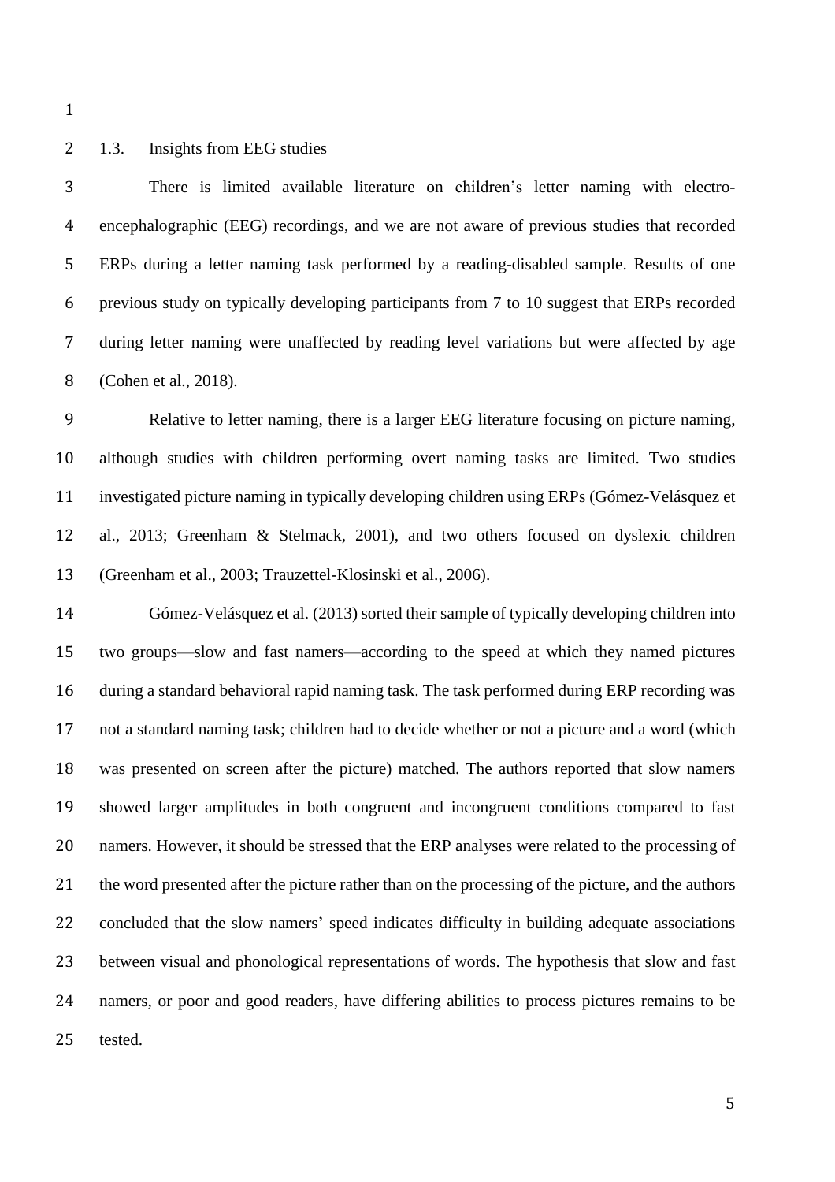### 1.3. Insights from EEG studies

There is limited available literature on children's letter naming with electro-encephalographic (EEG) recordings, and we are not aware of previous studies that recorded ERPs during a letter naming task performed by a reading-disabled sample. Results of one previous study on typically developing participants from 7 to 10 suggest that ERPs recorded during letter naming were unaffected by reading level variations but were affected by age (Cohen et al., 2018).

Relative to letter naming, there is a larger EEG literature focusing on picture naming, although studies with children performing overt naming tasks are limited. Two studies investigated picture naming in typically developing children using ERPs (Gómez-Velásquez et al., 2013; Greenham & Stelmack, 2001), and two others focused on dyslexic children (Greenham et al., 2003; Trauzettel-Klosinski et al., 2006).

Gómez-Velásquez et al. (2013) sorted their sample of typically developing children into two groups—slow and fast namers—according to the speed at which they named pictures during a standard behavioral rapid naming task. The task performed during ERP recording was not a standard naming task; children had to decide whether or not a picture and a word (which was presented on screen after the picture) matched. The authors reported that slow namers showed larger amplitudes in both congruent and incongruent conditions compared to fast namers. However, it should be stressed that the ERP analyses were related to the processing of the word presented after the picture rather than on the processing of the picture, and the authors concluded that the slow namers' speed indicates difficulty in building adequate associations between visual and phonological representations of words. The hypothesis that slow and fast namers, or poor and good readers, have differing abilities to process pictures remains to be tested.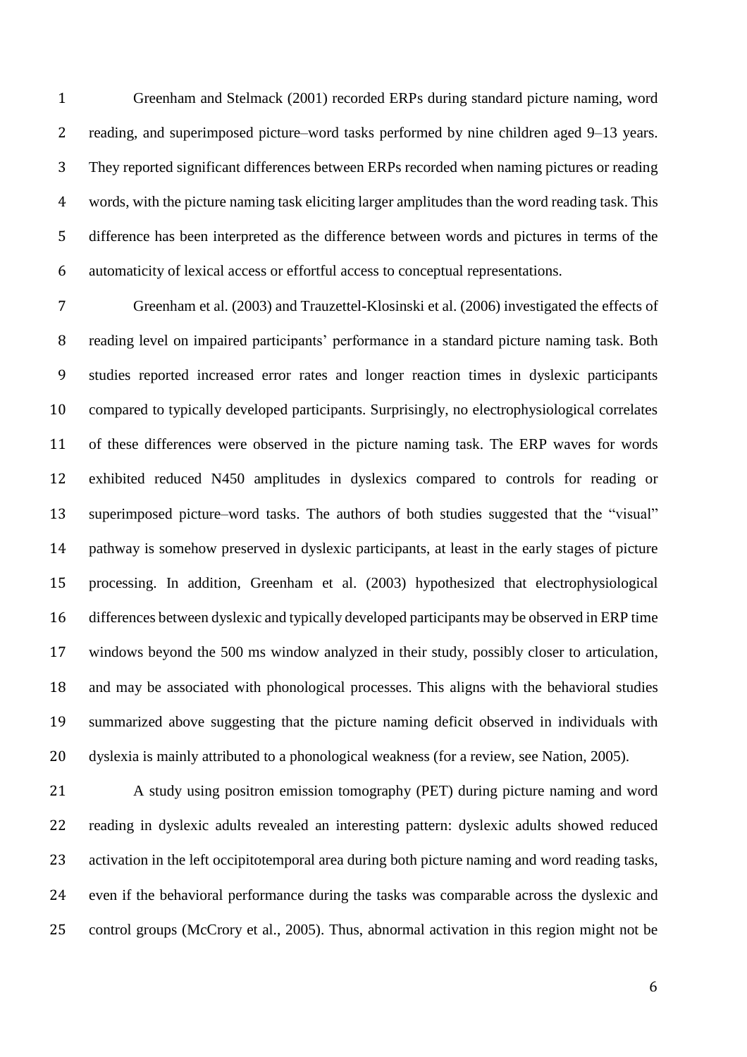Greenham and Stelmack (2001) recorded ERPs during standard picture naming, word reading, and superimposed picture–word tasks performed by nine children aged 9–13 years. They reported significant differences between ERPs recorded when naming pictures or reading words, with the picture naming task eliciting larger amplitudes than the word reading task. This difference has been interpreted as the difference between words and pictures in terms of the automaticity of lexical access or effortful access to conceptual representations.

Greenham et al. (2003) and Trauzettel-Klosinski et al. (2006) investigated the effects of reading level on impaired participants' performance in a standard picture naming task. Both studies reported increased error rates and longer reaction times in dyslexic participants compared to typically developed participants. Surprisingly, no electrophysiological correlates of these differences were observed in the picture naming task. The ERP waves for words exhibited reduced N450 amplitudes in dyslexics compared to controls for reading or superimposed picture–word tasks. The authors of both studies suggested that the "visual" pathway is somehow preserved in dyslexic participants, at least in the early stages of picture processing. In addition, Greenham et al. (2003) hypothesized that electrophysiological differences between dyslexic and typically developed participants may be observed in ERP time windows beyond the 500 ms window analyzed in their study, possibly closer to articulation, and may be associated with phonological processes. This aligns with the behavioral studies summarized above suggesting that the picture naming deficit observed in individuals with dyslexia is mainly attributed to a phonological weakness (for a review, see Nation, 2005).

A study using positron emission tomography (PET) during picture naming and word reading in dyslexic adults revealed an interesting pattern: dyslexic adults showed reduced activation in the left occipitotemporal area during both picture naming and word reading tasks, even if the behavioral performance during the tasks was comparable across the dyslexic and control groups (McCrory et al., 2005). Thus, abnormal activation in this region might not be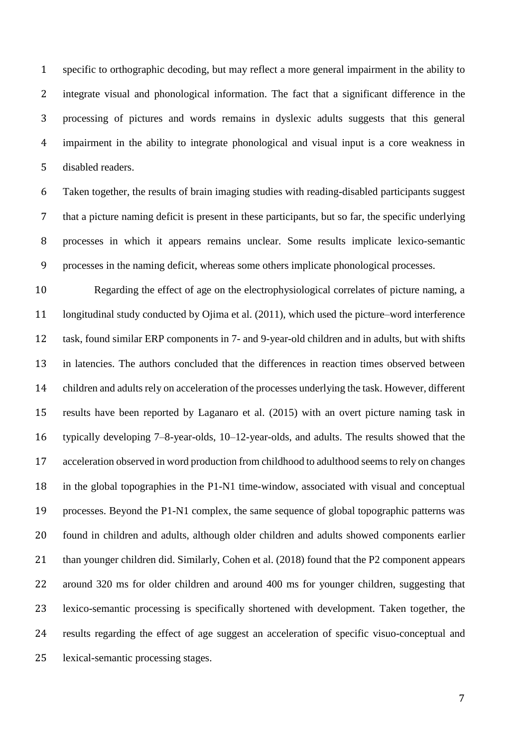specific to orthographic decoding, but may reflect a more general impairment in the ability to integrate visual and phonological information. The fact that a significant difference in the processing of pictures and words remains in dyslexic adults suggests that this general impairment in the ability to integrate phonological and visual input is a core weakness in disabled readers.

Taken together, the results of brain imaging studies with reading-disabled participants suggest that a picture naming deficit is present in these participants, but so far, the specific underlying processes in which it appears remains unclear. Some results implicate lexico-semantic processes in the naming deficit, whereas some others implicate phonological processes.

Regarding the effect of age on the electrophysiological correlates of picture naming, a longitudinal study conducted by Ojima et al. (2011), which used the picture–word interference task, found similar ERP components in 7- and 9-year-old children and in adults, but with shifts in latencies. The authors concluded that the differences in reaction times observed between children and adults rely on acceleration of the processes underlying the task. However, different results have been reported by Laganaro et al. (2015) with an overt picture naming task in typically developing 7–8-year-olds, 10–12-year-olds, and adults. The results showed that the acceleration observed in word production from childhood to adulthood seems to rely on changes in the global topographies in the P1-N1 time-window, associated with visual and conceptual processes. Beyond the P1-N1 complex, the same sequence of global topographic patterns was found in children and adults, although older children and adults showed components earlier than younger children did. Similarly, Cohen et al. (2018) found that the P2 component appears around 320 ms for older children and around 400 ms for younger children, suggesting that lexico-semantic processing is specifically shortened with development. Taken together, the results regarding the effect of age suggest an acceleration of specific visuo-conceptual and lexical-semantic processing stages.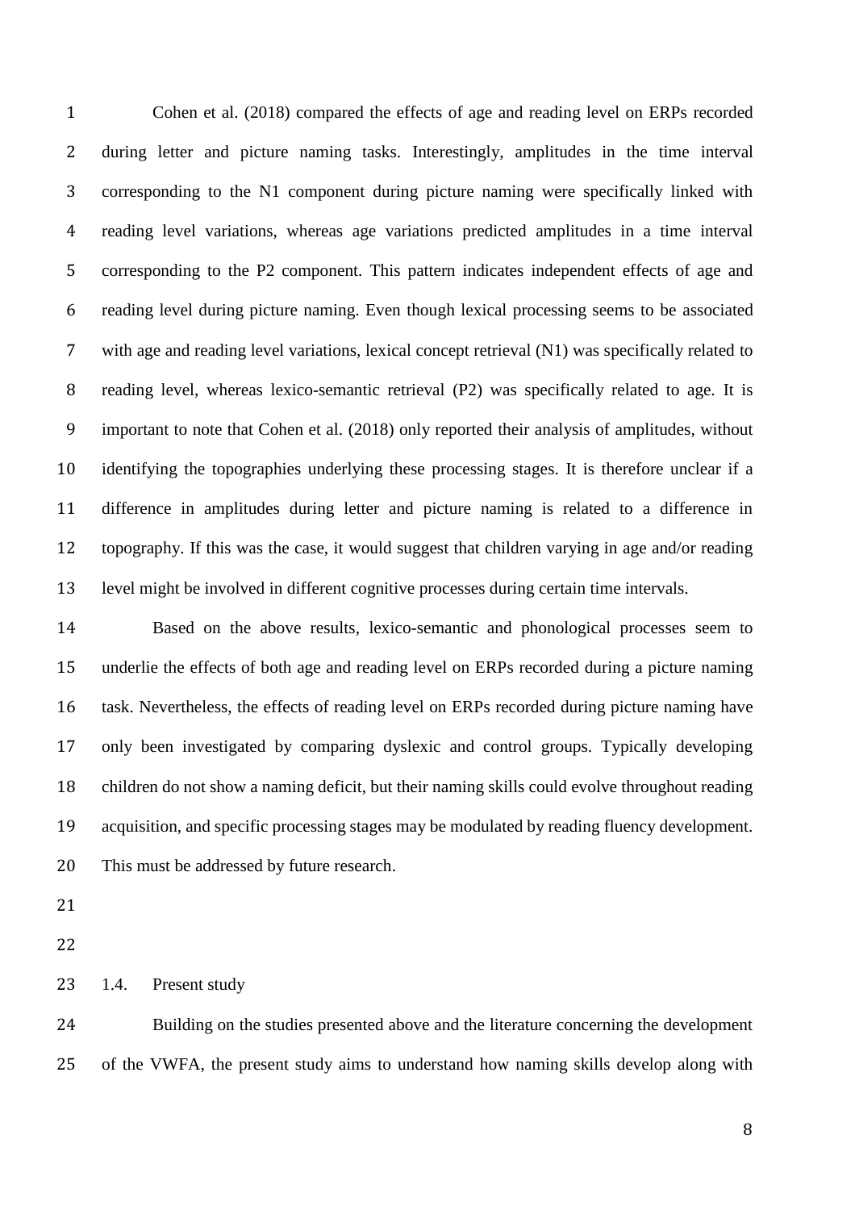Cohen et al. (2018) compared the effects of age and reading level on ERPs recorded during letter and picture naming tasks. Interestingly, amplitudes in the time interval corresponding to the N1 component during picture naming were specifically linked with reading level variations, whereas age variations predicted amplitudes in a time interval corresponding to the P2 component. This pattern indicates independent effects of age and reading level during picture naming. Even though lexical processing seems to be associated with age and reading level variations, lexical concept retrieval (N1) was specifically related to reading level, whereas lexico-semantic retrieval (P2) was specifically related to age. It is important to note that Cohen et al. (2018) only reported their analysis of amplitudes, without identifying the topographies underlying these processing stages. It is therefore unclear if a difference in amplitudes during letter and picture naming is related to a difference in topography. If this was the case, it would suggest that children varying in age and/or reading level might be involved in different cognitive processes during certain time intervals.

Based on the above results, lexico-semantic and phonological processes seem to underlie the effects of both age and reading level on ERPs recorded during a picture naming task. Nevertheless, the effects of reading level on ERPs recorded during picture naming have only been investigated by comparing dyslexic and control groups. Typically developing children do not show a naming deficit, but their naming skills could evolve throughout reading acquisition, and specific processing stages may be modulated by reading fluency development. This must be addressed by future research.

### 1.4. Present study

Building on the studies presented above and the literature concerning the development of the VWFA, the present study aims to understand how naming skills develop along with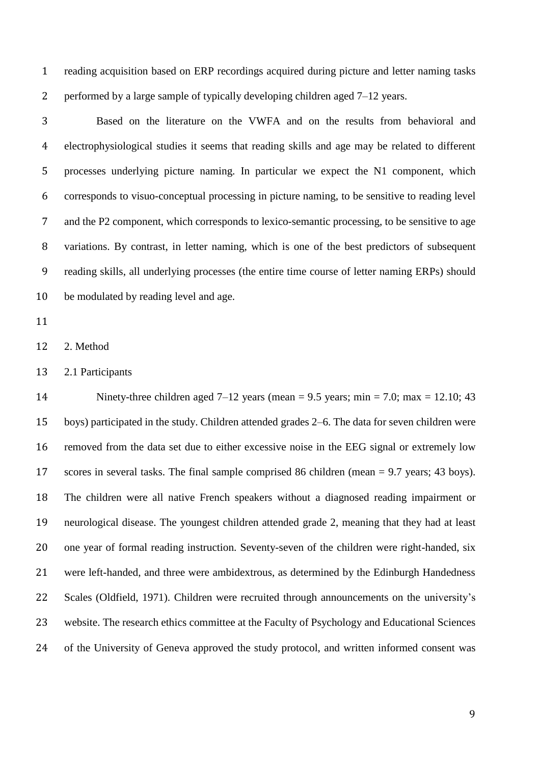reading acquisition based on ERP recordings acquired during picture and letter naming tasks performed by a large sample of typically developing children aged 7–12 years.

Based on the literature on the VWFA and on the results from behavioral and electrophysiological studies it seems that reading skills and age may be related to different processes underlying picture naming. In particular we expect the N1 component, which corresponds to visuo-conceptual processing in picture naming, to be sensitive to reading level and the P2 component, which corresponds to lexico-semantic processing, to be sensitive to age variations. By contrast, in letter naming, which is one of the best predictors of subsequent reading skills, all underlying processes (the entire time course of letter naming ERPs) should be modulated by reading level and age.

## 2. Method

### 2.1 Participants

Ninety-three children aged 7–12 years (mean = 9.5 years; min = 7.0; max = 12.10; 43 boys) participated in the study. Children attended grades 2–6. The data for seven children were removed from the data set due to either excessive noise in the EEG signal or extremely low scores in several tasks. The final sample comprised 86 children (mean = 9.7 years; 43 boys). The children were all native French speakers without a diagnosed reading impairment or neurological disease. The youngest children attended grade 2, meaning that they had at least one year of formal reading instruction. Seventy-seven of the children were right-handed, six were left-handed, and three were ambidextrous, as determined by the Edinburgh Handedness Scales (Oldfield, 1971). Children were recruited through announcements on the university's website. The research ethics committee at the Faculty of Psychology and Educational Sciences of the University of Geneva approved the study protocol, and written informed consent was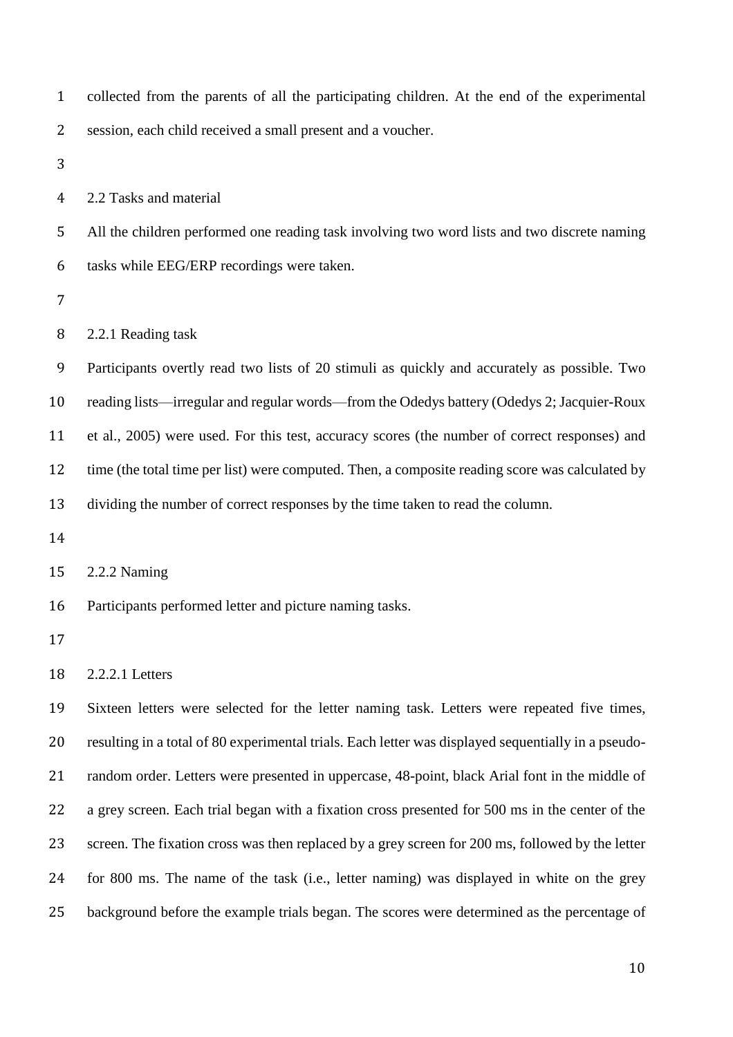collected from the parents of all the participating children. At the end of the experimental session, each child received a small present and a voucher.

## 2.2 Tasks and material

All the children performed one reading task involving two word lists and two discrete naming tasks while EEG/ERP recordings were taken.

### 2.2.1 Reading task

Participants overtly read two lists of 20 stimuli as quickly and accurately as possible. Two reading lists—irregular and regular words—from the Odedys battery (Odedys 2; Jacquier-Roux et al., 2005) were used. For this test, accuracy scores (the number of correct responses) and time (the total time per list) were computed. Then, a composite reading score was calculated by dividing the number of correct responses by the time taken to read the column.

### 2.2.2 Naming

Participants performed letter and picture naming tasks.

#### 2.2.2.1 Letters

Sixteen letters were selected for the letter naming task. Letters were repeated five times, resulting in a total of 80 experimental trials. Each letter was displayed sequentially in a pseudo-random order. Letters were presented in uppercase, 48-point, black Arial font in the middle of a grey screen. Each trial began with a fixation cross presented for 500 ms in the center of the screen. The fixation cross was then replaced by a grey screen for 200 ms, followed by the letter for 800 ms. The name of the task (i.e., letter naming) was displayed in white on the grey background before the example trials began. The scores were determined as the percentage of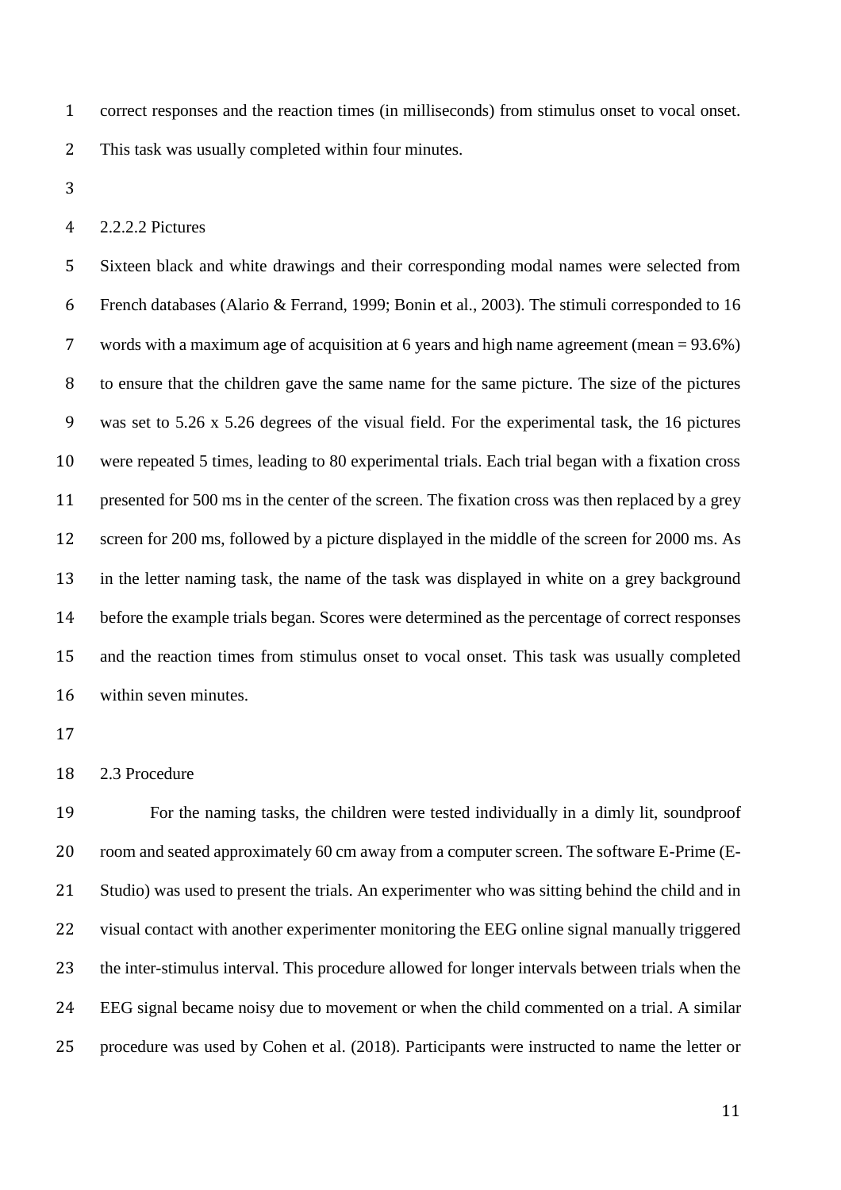correct responses and the reaction times (in milliseconds) from stimulus onset to vocal onset. This task was usually completed within four minutes.

#### 2.2.2.2 Pictures

Sixteen black and white drawings and their corresponding modal names were selected from French databases (Alario & Ferrand, 1999; Bonin et al., 2003). The stimuli corresponded to 16 words with a maximum age of acquisition at 6 years and high name agreement (mean = 93.6%) to ensure that the children gave the same name for the same picture. The size of the pictures was set to 5.26 x 5.26 degrees of the visual field. For the experimental task, the 16 pictures were repeated 5 times, leading to 80 experimental trials. Each trial began with a fixation cross presented for 500 ms in the center of the screen. The fixation cross was then replaced by a grey screen for 200 ms, followed by a picture displayed in the middle of the screen for 2000 ms. As in the letter naming task, the name of the task was displayed in white on a grey background before the example trials began. Scores were determined as the percentage of correct responses and the reaction times from stimulus onset to vocal onset. This task was usually completed within seven minutes.

### 2.3 Procedure

For the naming tasks, the children were tested individually in a dimly lit, soundproof room and seated approximately 60 cm away from a computer screen. The software E-Prime (E-Studio) was used to present the trials. An experimenter who was sitting behind the child and in visual contact with another experimenter monitoring the EEG online signal manually triggered the inter-stimulus interval. This procedure allowed for longer intervals between trials when the EEG signal became noisy due to movement or when the child commented on a trial. A similar procedure was used by Cohen et al. (2018). Participants were instructed to name the letter or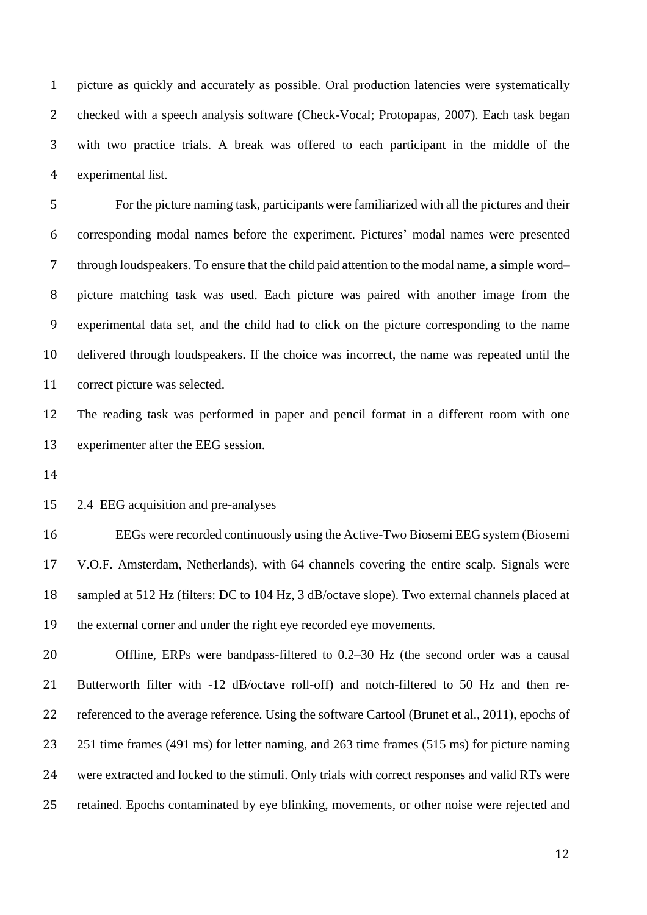picture as quickly and accurately as possible. Oral production latencies were systematically checked with a speech analysis software (Check-Vocal; Protopapas, 2007). Each task began with two practice trials. A break was offered to each participant in the middle of the experimental list.

For the picture naming task, participants were familiarized with all the pictures and their corresponding modal names before the experiment. Pictures' modal names were presented through loudspeakers. To ensure that the child paid attention to the modal name, a simple word–picture matching task was used. Each picture was paired with another image from the experimental data set, and the child had to click on the picture corresponding to the name delivered through loudspeakers. If the choice was incorrect, the name was repeated until the correct picture was selected.

The reading task was performed in paper and pencil format in a different room with one experimenter after the EEG session.

## 2.4 EEG acquisition and pre-analyses

EEGs were recorded continuously using the Active-Two Biosemi EEG system (Biosemi V.O.F. Amsterdam, Netherlands), with 64 channels covering the entire scalp. Signals were sampled at 512 Hz (filters: DC to 104 Hz, 3 dB/octave slope). Two external channels placed at the external corner and under the right eye recorded eye movements.

Offline, ERPs were bandpass-filtered to 0.2–30 Hz (the second order was a causal Butterworth filter with -12 dB/octave roll-off) and notch-filtered to 50 Hz and then re-referenced to the average reference. Using the software Cartool (Brunet et al., 2011), epochs of 251 time frames (491 ms) for letter naming, and 263 time frames (515 ms) for picture naming were extracted and locked to the stimuli. Only trials with correct responses and valid RTs were retained. Epochs contaminated by eye blinking, movements, or other noise were rejected and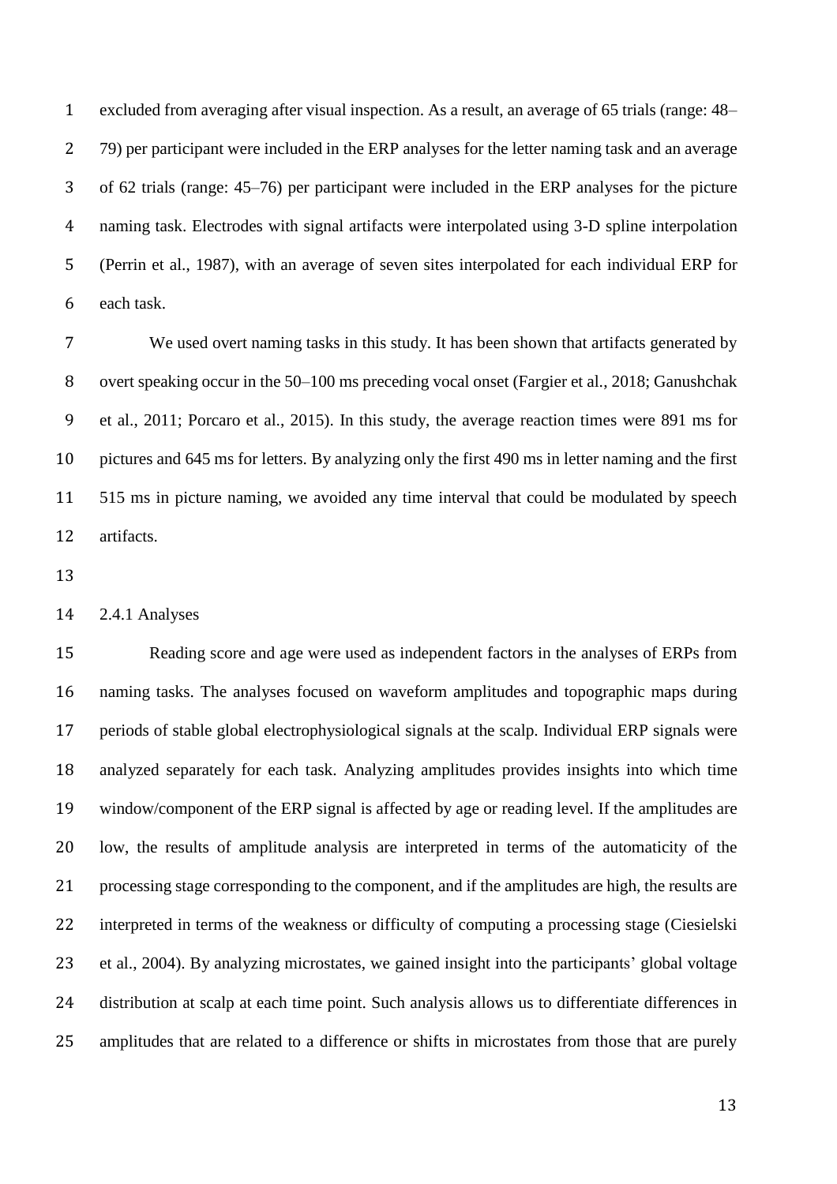excluded from averaging after visual inspection. As a result, an average of 65 trials (range: 48–79) per participant were included in the ERP analyses for the letter naming task and an average of 62 trials (range: 45–76) per participant were included in the ERP analyses for the picture naming task. Electrodes with signal artifacts were interpolated using 3-D spline interpolation (Perrin et al., 1987), with an average of seven sites interpolated for each individual ERP for each task.

We used overt naming tasks in this study. It has been shown that artifacts generated by overt speaking occur in the 50–100 ms preceding vocal onset (Fargier et al., 2018; Ganushchak et al., 2011; Porcaro et al., 2015). In this study, the average reaction times were 891 ms for pictures and 645 ms for letters. By analyzing only the first 490 ms in letter naming and the first 515 ms in picture naming, we avoided any time interval that could be modulated by speech artifacts.

### 2.4.1 Analyses

Reading score and age were used as independent factors in the analyses of ERPs from naming tasks. The analyses focused on waveform amplitudes and topographic maps during periods of stable global electrophysiological signals at the scalp. Individual ERP signals were analyzed separately for each task. Analyzing amplitudes provides insights into which time window/component of the ERP signal is affected by age or reading level. If the amplitudes are low, the results of amplitude analysis are interpreted in terms of the automaticity of the processing stage corresponding to the component, and if the amplitudes are high, the results are interpreted in terms of the weakness or difficulty of computing a processing stage (Ciesielski et al., 2004). By analyzing microstates, we gained insight into the participants' global voltage distribution at scalp at each time point. Such analysis allows us to differentiate differences in amplitudes that are related to a difference or shifts in microstates from those that are purely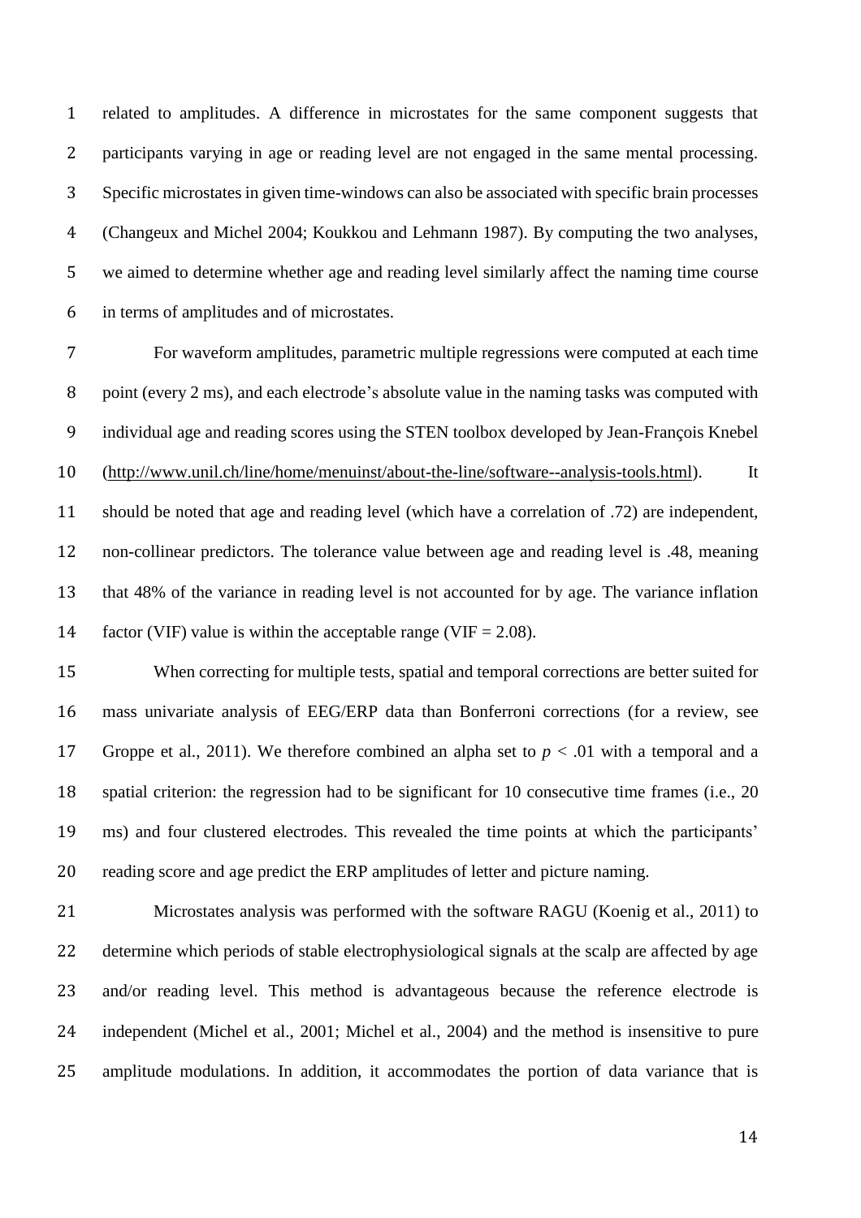related to amplitudes. A difference in microstates for the same component suggests that participants varying in age or reading level are not engaged in the same mental processing. Specific microstates in given time-windows can also be associated with specific brain processes (Changeux and Michel 2004; Koukkou and Lehmann 1987). By computing the two analyses, we aimed to determine whether age and reading level similarly affect the naming time course in terms of amplitudes and of microstates.

For waveform amplitudes, parametric multiple regressions were computed at each time point (every 2 ms), and each electrode's absolute value in the naming tasks was computed with individual age and reading scores using the STEN toolbox developed by Jean-François Knebel (http://www.unil.ch/line/home/menuinst/about-the-line/software--analysis-tools.html). It should be noted that age and reading level (which have a correlation of .72) are independent, non-collinear predictors. The tolerance value between age and reading level is .48, meaning that 48% of the variance in reading level is not accounted for by age. The variance inflation factor (VIF) value is within the acceptable range (VIF = 2.08).

When correcting for multiple tests, spatial and temporal corrections are better suited for mass univariate analysis of EEG/ERP data than Bonferroni corrections (for a review, see Groppe et al., 2011). We therefore combined an alpha set to $p < .01$ with a temporal and a spatial criterion: the regression had to be significant for 10 consecutive time frames (i.e., 20 ms) and four clustered electrodes. This revealed the time points at which the participants' reading score and age predict the ERP amplitudes of letter and picture naming.

Microstates analysis was performed with the software RAGU (Koenig et al., 2011) to determine which periods of stable electrophysiological signals at the scalp are affected by age and/or reading level. This method is advantageous because the reference electrode is independent (Michel et al., 2001; Michel et al., 2004) and the method is insensitive to pure amplitude modulations. In addition, it accommodates the portion of data variance that is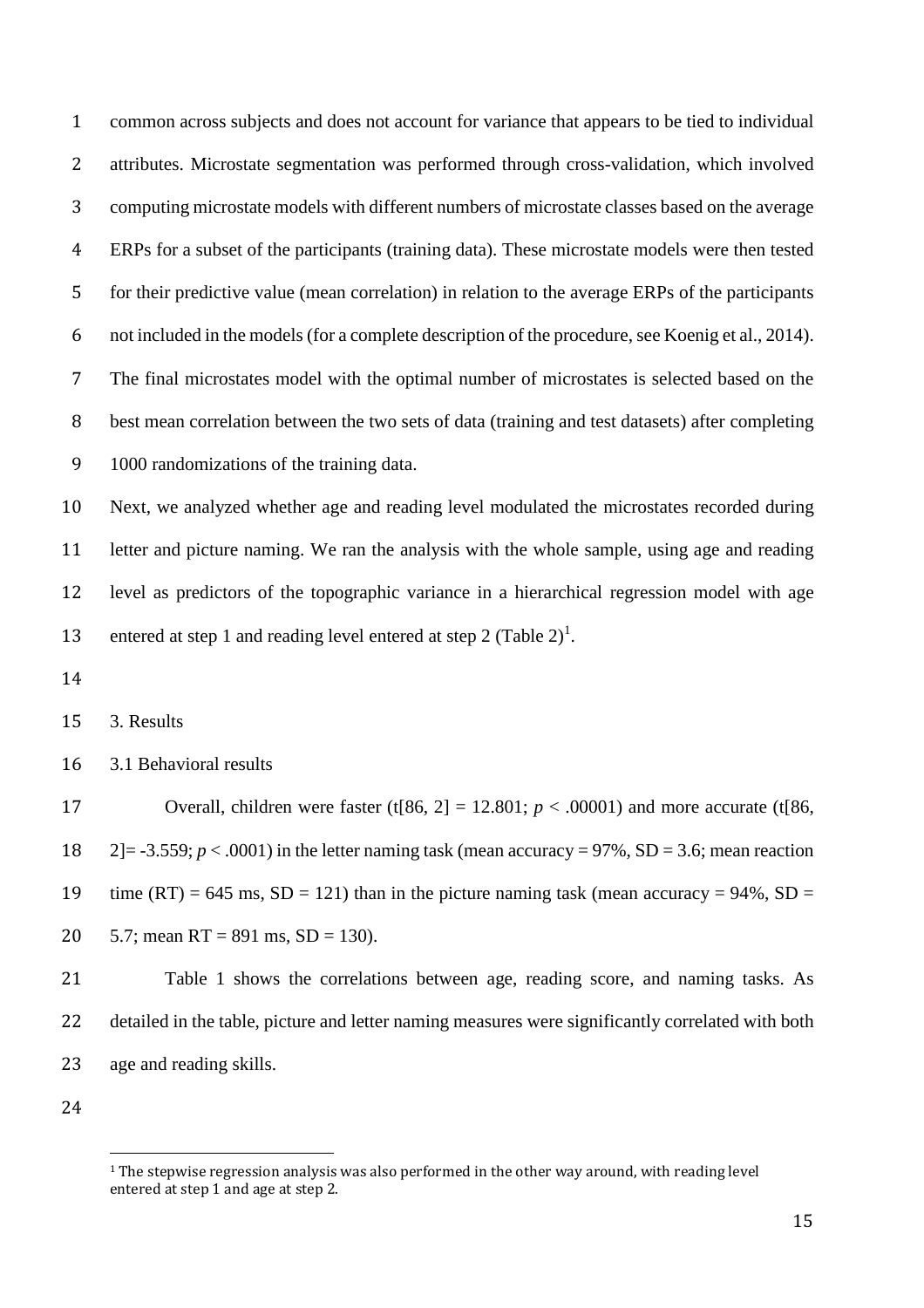common across subjects and does not account for variance that appears to be tied to individual attributes. Microstate segmentation was performed through cross-validation, which involved computing microstate models with different numbers of microstate classes based on the average ERPs for a subset of the participants (training data). These microstate models were then tested for their predictive value (mean correlation) in relation to the average ERPs of the participants not included in the models (for a complete description of the procedure, see Koenig et al., 2014). The final microstates model with the optimal number of microstates is selected based on the best mean correlation between the two sets of data (training and test datasets) after completing 1000 randomizations of the training data.

Next, we analyzed whether age and reading level modulated the microstates recorded during letter and picture naming. We ran the analysis with the whole sample, using age and reading level as predictors of the topographic variance in a hierarchical regression model with age entered at step 1 and reading level entered at step 2 (Table 2)[1].

3. Results

3.1 Behavioral results

Overall, children were faster (t[86, 2] = 12.801; $p < .00001$) and more accurate (t[86, 2]= -3.559; $p < .0001$) in the letter naming task (mean accuracy = 97%, SD = 3.6; mean reaction time (RT) = 645 ms, SD = 121) than in the picture naming task (mean accuracy = 94%, SD = 5.7; mean RT = 891 ms, SD = 130).

Table 1 shows the correlations between age, reading score, and naming tasks. As detailed in the table, picture and letter naming measures were significantly correlated with both age and reading skills.

[1] The stepwise regression analysis was also performed in the other way around, with reading level entered at step 1 and age at step 2.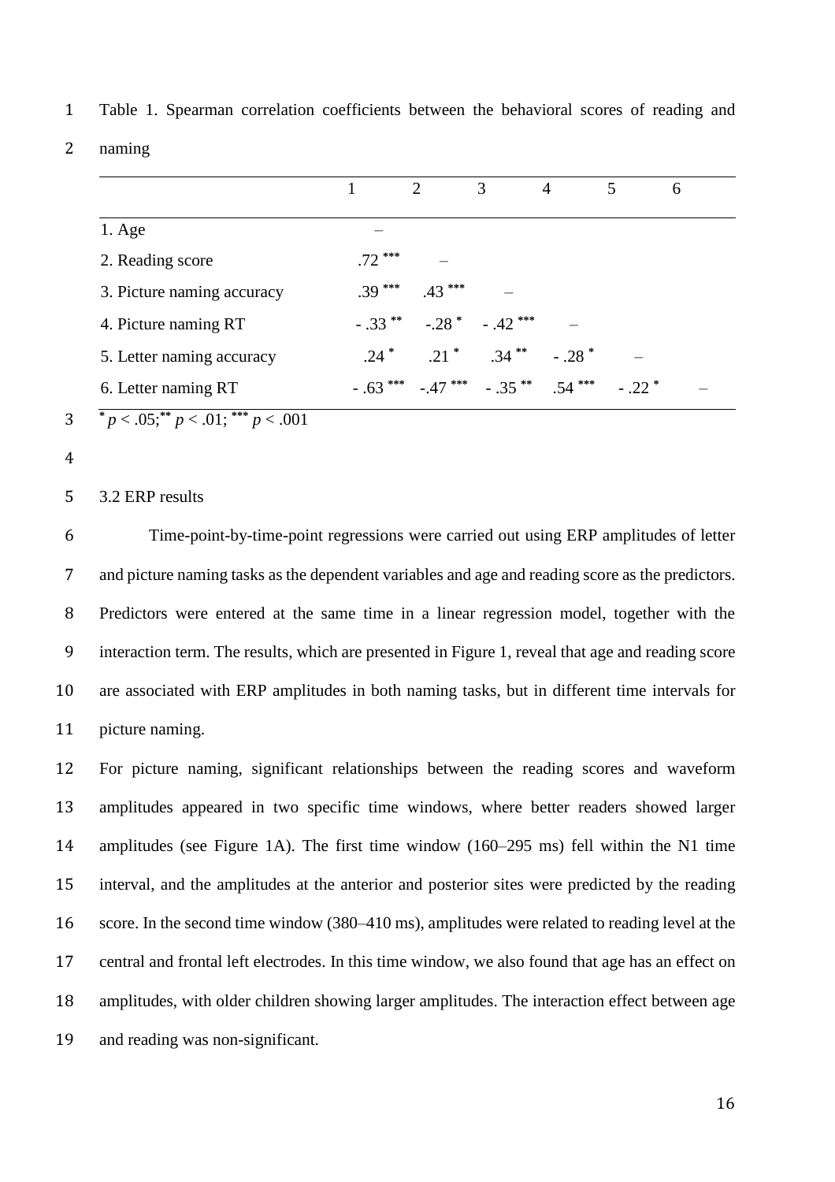Table 1. Spearman correlation coefficients between the behavioral scores of reading and naming

| | 1 | 2 | 3 | 4 | 5 | 6 |
|---|---|---|---|---|---|---|
| 1. Age | – | | | | | |
| 2. Reading score | .72 *** | – | | | | |
| 3. Picture naming accuracy | .39 *** | .43 *** | – | | | |
| 4. Picture naming RT | - .33 ** | -.28 * | - .42 *** | – | | |
| 5. Letter naming accuracy | .24 * | .21 * | .34 ** | - .28 * | – | |
| 6. Letter naming RT | - .63 *** | -.47 *** | - .35 ** | .54 *** | - .22 * | – |

* $p < .05$; ** $p < .01$; *** $p < .001$

3.2 ERP results

Time-point-by-time-point regressions were carried out using ERP amplitudes of letter and picture naming tasks as the dependent variables and age and reading score as the predictors. Predictors were entered at the same time in a linear regression model, together with the interaction term. The results, which are presented in Figure 1, reveal that age and reading score are associated with ERP amplitudes in both naming tasks, but in different time intervals for picture naming.

For picture naming, significant relationships between the reading scores and waveform amplitudes appeared in two specific time windows, where better readers showed larger amplitudes (see Figure 1A). The first time window (160–295 ms) fell within the N1 time interval, and the amplitudes at the anterior and posterior sites were predicted by the reading score. In the second time window (380–410 ms), amplitudes were related to reading level at the central and frontal left electrodes. In this time window, we also found that age has an effect on amplitudes, with older children showing larger amplitudes. The interaction effect between age and reading was non-significant.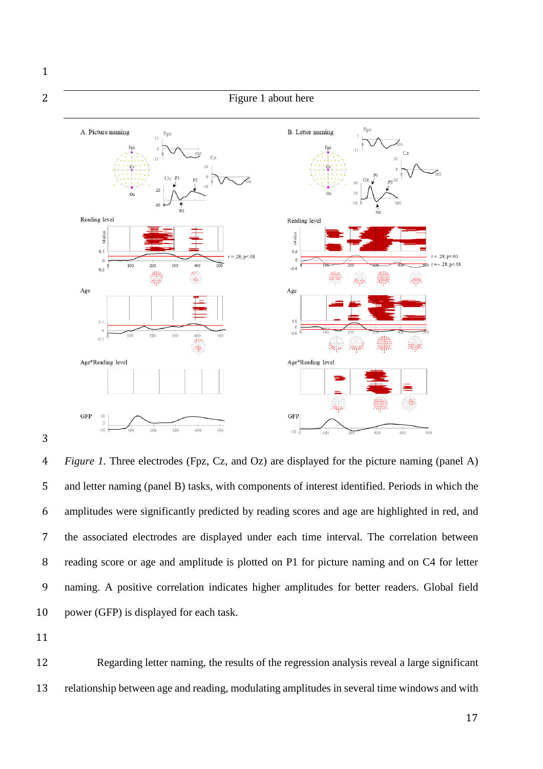Figure 1 about here

*Figure 1.* Three electrodes (Fpz, Cz, and Oz) are displayed for the picture naming (panel A) and letter naming (panel B) tasks, with components of interest identified. Periods in which the amplitudes were significantly predicted by reading scores and age are highlighted in red, and the associated electrodes are displayed under each time interval. The correlation between reading score or age and amplitude is plotted on P1 for picture naming and on C4 for letter naming. A positive correlation indicates higher amplitudes for better readers. Global field power (GFP) is displayed for each task.

Regarding letter naming, the results of the regression analysis reveal a large significant relationship between age and reading, modulating amplitudes in several time windows and with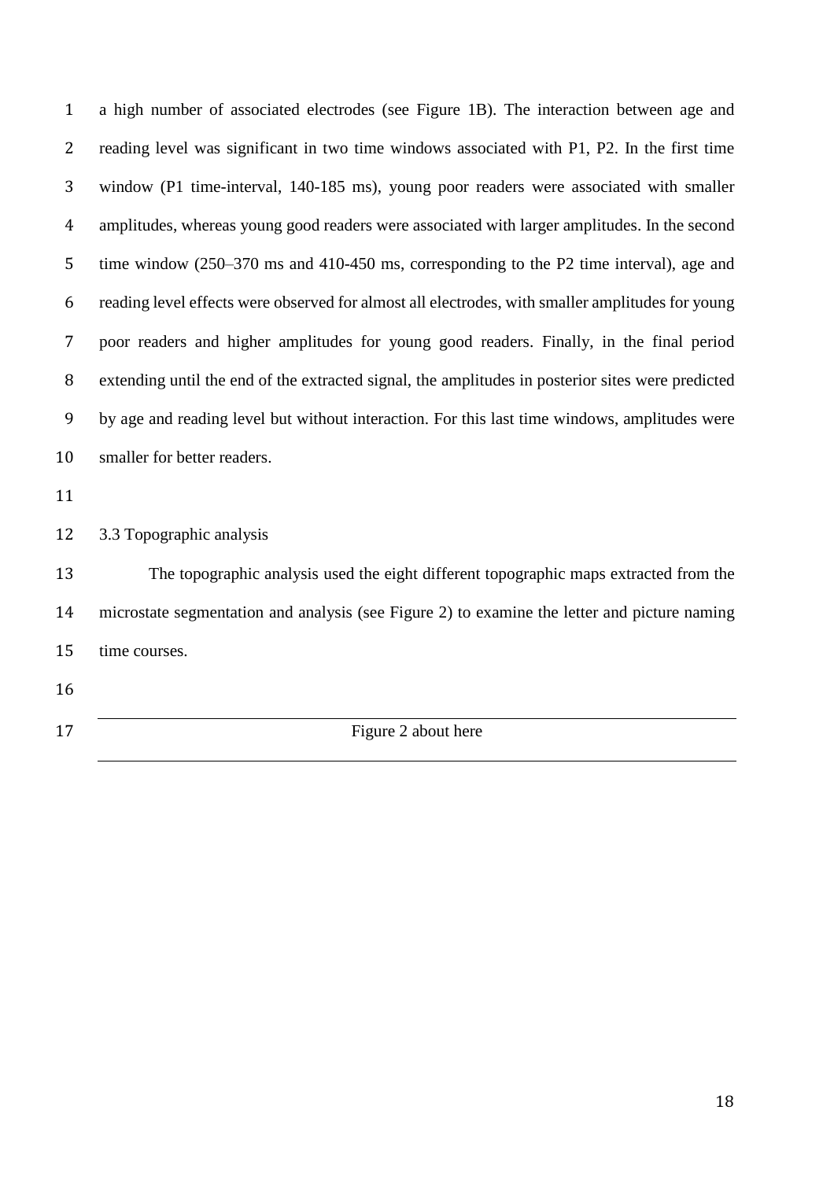a high number of associated electrodes (see Figure 1B). The interaction between age and reading level was significant in two time windows associated with P1, P2. In the first time window (P1 time-interval, 140-185 ms), young poor readers were associated with smaller amplitudes, whereas young good readers were associated with larger amplitudes. In the second time window (250–370 ms and 410-450 ms, corresponding to the P2 time interval), age and reading level effects were observed for almost all electrodes, with smaller amplitudes for young poor readers and higher amplitudes for young good readers. Finally, in the final period extending until the end of the extracted signal, the amplitudes in posterior sites were predicted by age and reading level but without interaction. For this last time windows, amplitudes were smaller for better readers.

### 3.3 Topographic analysis

The topographic analysis used the eight different topographic maps extracted from the microstate segmentation and analysis (see Figure 2) to examine the letter and picture naming time courses.

---

Figure 2 about here

---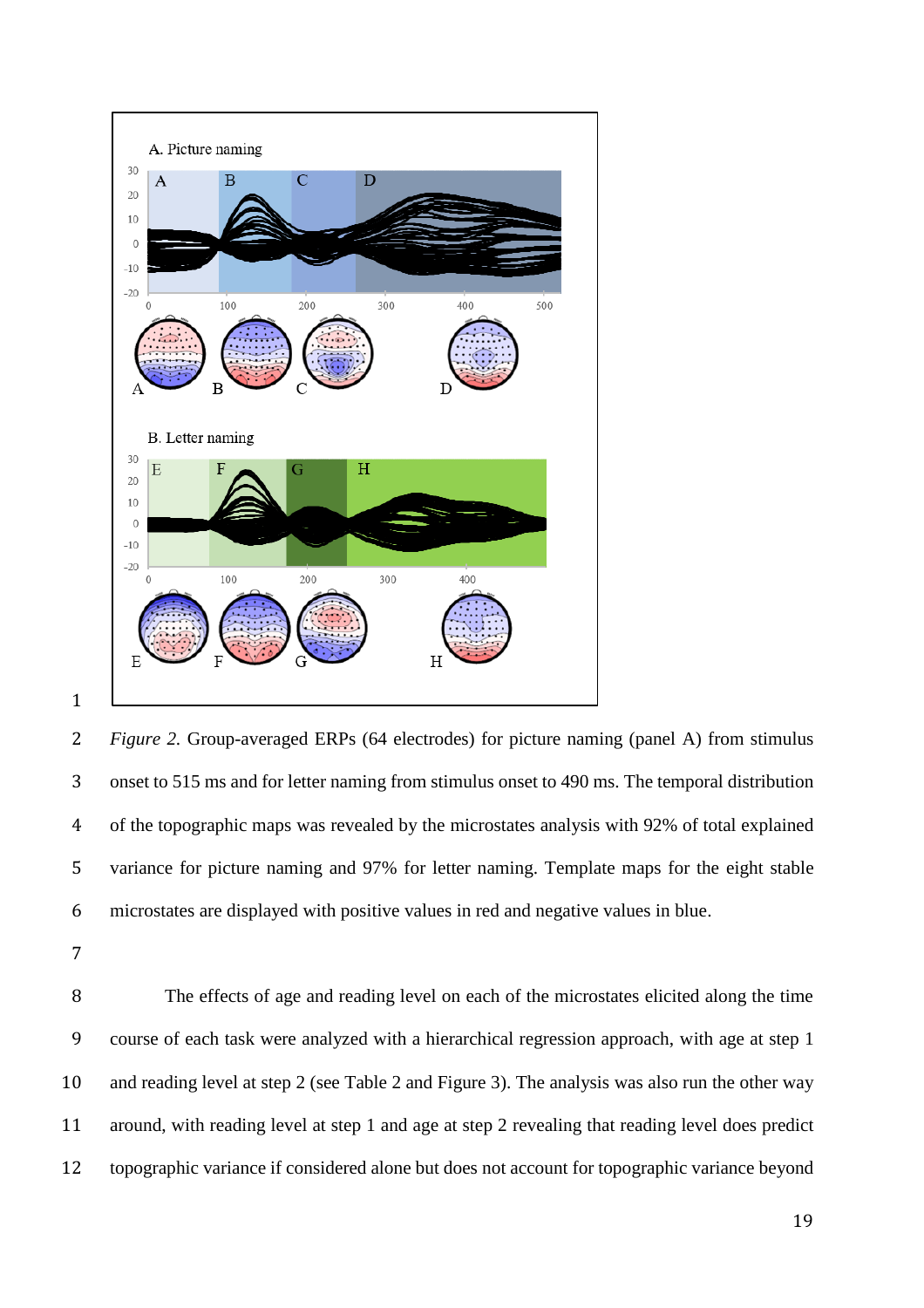*Figure 2.* Group-averaged ERPs (64 electrodes) for picture naming (panel A) from stimulus onset to 515 ms and for letter naming from stimulus onset to 490 ms. The temporal distribution of the topographic maps was revealed by the microstates analysis with 92% of total explained variance for picture naming and 97% for letter naming. Template maps for the eight stable microstates are displayed with positive values in red and negative values in blue.

The effects of age and reading level on each of the microstates elicited along the time course of each task were analyzed with a hierarchical regression approach, with age at step 1 and reading level at step 2 (see Table 2 and Figure 3). The analysis was also run the other way around, with reading level at step 1 and age at step 2 revealing that reading level does predict topographic variance if considered alone but does not account for topographic variance beyond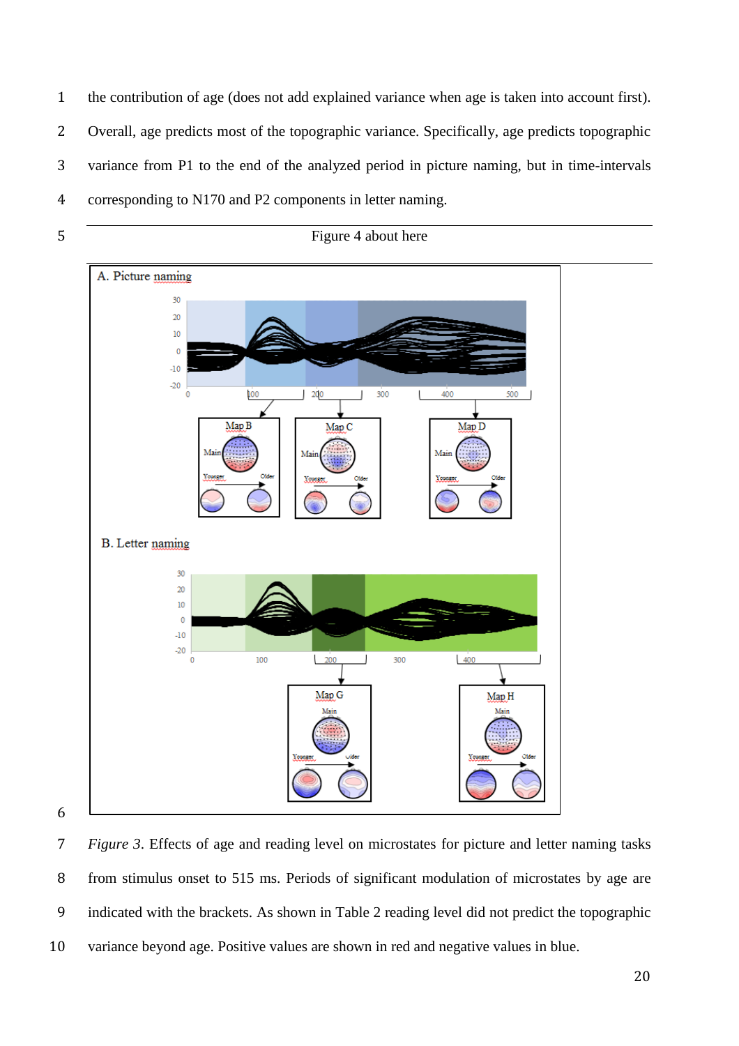the contribution of age (does not add explained variance when age is taken into account first). Overall, age predicts most of the topographic variance. Specifically, age predicts topographic variance from P1 to the end of the analyzed period in picture naming, but in time-intervals corresponding to N170 and P2 components in letter naming.

Figure 4 about here

*Figure 3*. Effects of age and reading level on microstates for picture and letter naming tasks from stimulus onset to 515 ms. Periods of significant modulation of microstates by age are indicated with the brackets. As shown in Table 2 reading level did not predict the topographic variance beyond age. Positive values are shown in red and negative values in blue.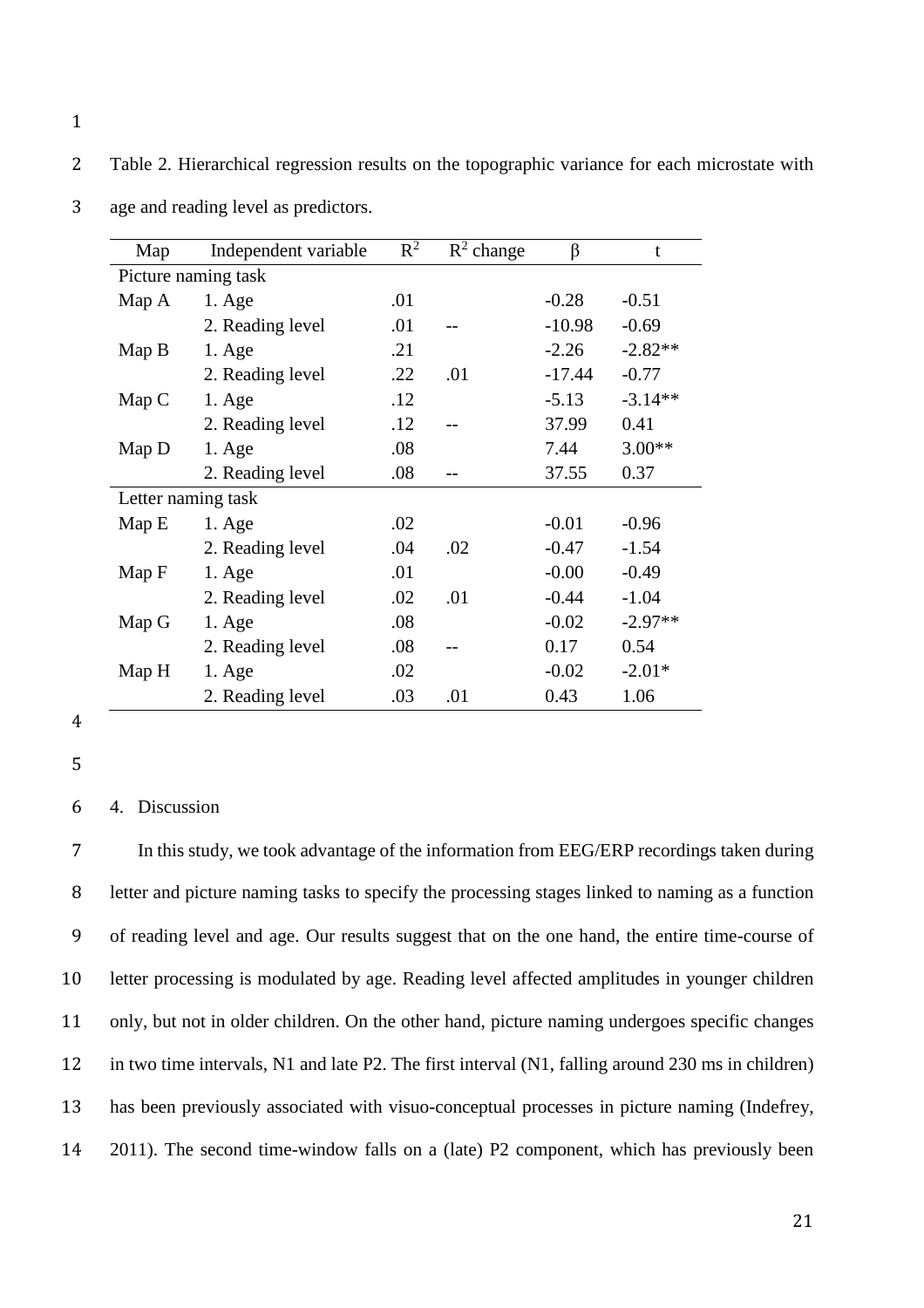Table 2. Hierarchical regression results on the topographic variance for each microstate with age and reading level as predictors.

| Map | Independent variable | $R^2$ | $R^2$ change | β | t |
|---|---|---|---|---|---|
| Picture naming task | | | | | |
| Map A | 1. Age | .01 | | -0.28 | -0.51 |
| | 2. Reading level | .01 | -- | -10.98 | -0.69 |
| Map B | 1. Age | .21 | | -2.26 | -2.82** |
| | 2. Reading level | .22 | .01 | -17.44 | -0.77 |
| Map C | 1. Age | .12 | | -5.13 | -3.14** |
| | 2. Reading level | .12 | -- | 37.99 | 0.41 |
| Map D | 1. Age | .08 | | 7.44 | 3.00** |
| | 2. Reading level | .08 | -- | 37.55 | 0.37 |
| Letter naming task | | | | | |
| Map E | 1. Age | .02 | | -0.01 | -0.96 |
| | 2. Reading level | .04 | .02 | -0.47 | -1.54 |
| Map F | 1. Age | .01 | | -0.00 | -0.49 |
| | 2. Reading level | .02 | .01 | -0.44 | -1.04 |
| Map G | 1. Age | .08 | | -0.02 | -2.97** |
| | 2. Reading level | .08 | -- | 0.17 | 0.54 |
| Map H | 1. Age | .02 | | -0.02 | -2.01* |
| | 2. Reading level | .03 | .01 | 0.43 | 1.06 |

## 4. Discussion

In this study, we took advantage of the information from EEG/ERP recordings taken during letter and picture naming tasks to specify the processing stages linked to naming as a function of reading level and age. Our results suggest that on the one hand, the entire time-course of letter processing is modulated by age. Reading level affected amplitudes in younger children only, but not in older children. On the other hand, picture naming undergoes specific changes in two time intervals, N1 and late P2. The first interval (N1, falling around 230 ms in children) has been previously associated with visuo-conceptual processes in picture naming (Indefrey, 2011). The second time-window falls on a (late) P2 component, which has previously been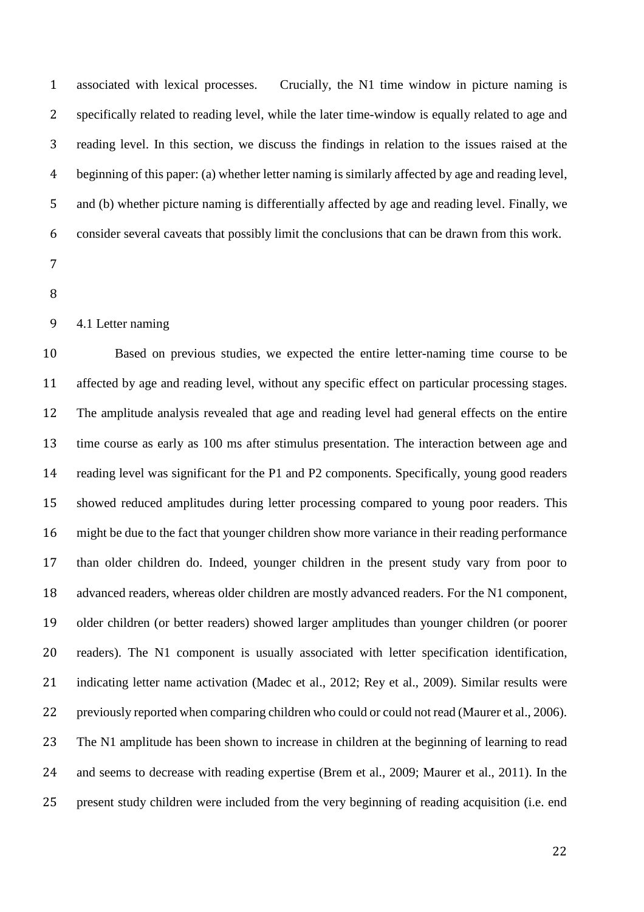associated with lexical processes. Crucially, the N1 time window in picture naming is specifically related to reading level, while the later time-window is equally related to age and reading level. In this section, we discuss the findings in relation to the issues raised at the beginning of this paper: (a) whether letter naming is similarly affected by age and reading level, and (b) whether picture naming is differentially affected by age and reading level. Finally, we consider several caveats that possibly limit the conclusions that can be drawn from this work.

### 4.1 Letter naming

Based on previous studies, we expected the entire letter-naming time course to be affected by age and reading level, without any specific effect on particular processing stages. The amplitude analysis revealed that age and reading level had general effects on the entire time course as early as 100 ms after stimulus presentation. The interaction between age and reading level was significant for the P1 and P2 components. Specifically, young good readers showed reduced amplitudes during letter processing compared to young poor readers. This might be due to the fact that younger children show more variance in their reading performance than older children do. Indeed, younger children in the present study vary from poor to advanced readers, whereas older children are mostly advanced readers. For the N1 component, older children (or better readers) showed larger amplitudes than younger children (or poorer readers). The N1 component is usually associated with letter specification identification, indicating letter name activation (Madec et al., 2012; Rey et al., 2009). Similar results were previously reported when comparing children who could or could not read (Maurer et al., 2006). The N1 amplitude has been shown to increase in children at the beginning of learning to read and seems to decrease with reading expertise (Brem et al., 2009; Maurer et al., 2011). In the present study children were included from the very beginning of reading acquisition (i.e. end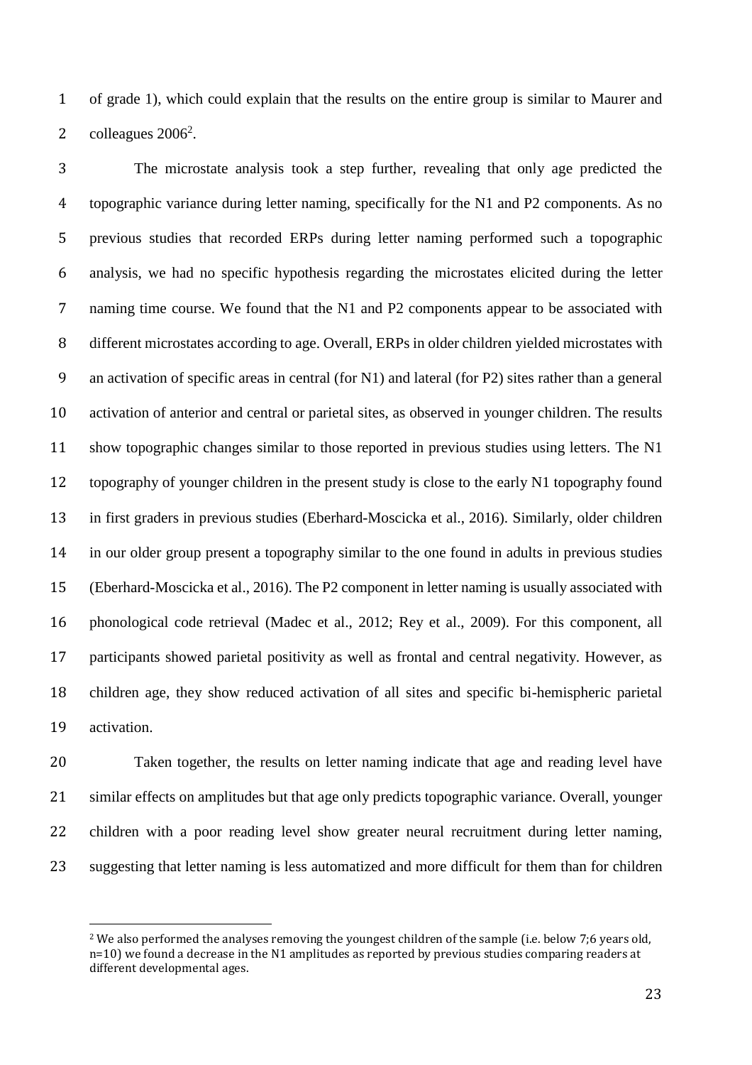of grade 1), which could explain that the results on the entire group is similar to Maurer and colleagues 2006[2].

The microstate analysis took a step further, revealing that only age predicted the topographic variance during letter naming, specifically for the N1 and P2 components. As no previous studies that recorded ERPs during letter naming performed such a topographic analysis, we had no specific hypothesis regarding the microstates elicited during the letter naming time course. We found that the N1 and P2 components appear to be associated with different microstates according to age. Overall, ERPs in older children yielded microstates with an activation of specific areas in central (for N1) and lateral (for P2) sites rather than a general activation of anterior and central or parietal sites, as observed in younger children. The results show topographic changes similar to those reported in previous studies using letters. The N1 topography of younger children in the present study is close to the early N1 topography found in first graders in previous studies (Eberhard-Moscicka et al., 2016). Similarly, older children in our older group present a topography similar to the one found in adults in previous studies (Eberhard-Moscicka et al., 2016). The P2 component in letter naming is usually associated with phonological code retrieval (Madec et al., 2012; Rey et al., 2009). For this component, all participants showed parietal positivity as well as frontal and central negativity. However, as children age, they show reduced activation of all sites and specific bi-hemispheric parietal activation.

Taken together, the results on letter naming indicate that age and reading level have similar effects on amplitudes but that age only predicts topographic variance. Overall, younger children with a poor reading level show greater neural recruitment during letter naming, suggesting that letter naming is less automatized and more difficult for them than for children

[2] We also performed the analyses removing the youngest children of the sample (i.e. below 7;6 years old, n=10) we found a decrease in the N1 amplitudes as reported by previous studies comparing readers at different developmental ages.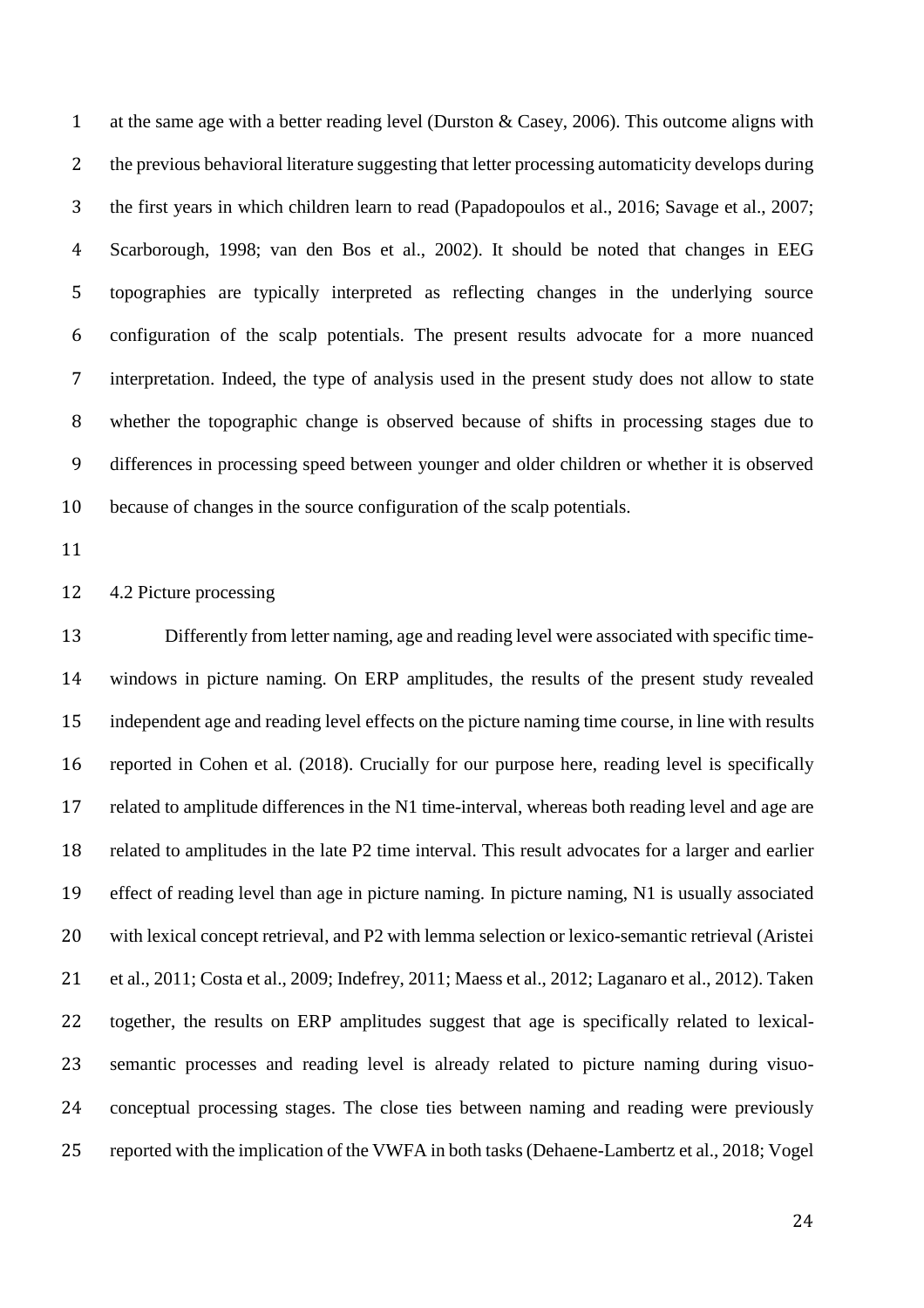at the same age with a better reading level (Durston & Casey, 2006). This outcome aligns with the previous behavioral literature suggesting that letter processing automaticity develops during the first years in which children learn to read (Papadopoulos et al., 2016; Savage et al., 2007; Scarborough, 1998; van den Bos et al., 2002). It should be noted that changes in EEG topographies are typically interpreted as reflecting changes in the underlying source configuration of the scalp potentials. The present results advocate for a more nuanced interpretation. Indeed, the type of analysis used in the present study does not allow to state whether the topographic change is observed because of shifts in processing stages due to differences in processing speed between younger and older children or whether it is observed because of changes in the source configuration of the scalp potentials.

### 4.2 Picture processing

Differently from letter naming, age and reading level were associated with specific time-windows in picture naming. On ERP amplitudes, the results of the present study revealed independent age and reading level effects on the picture naming time course, in line with results reported in Cohen et al. (2018). Crucially for our purpose here, reading level is specifically related to amplitude differences in the N1 time-interval, whereas both reading level and age are related to amplitudes in the late P2 time interval. This result advocates for a larger and earlier effect of reading level than age in picture naming. In picture naming, N1 is usually associated with lexical concept retrieval, and P2 with lemma selection or lexico-semantic retrieval (Aristei et al., 2011; Costa et al., 2009; Indefrey, 2011; Maess et al., 2012; Laganaro et al., 2012). Taken together, the results on ERP amplitudes suggest that age is specifically related to lexical-semantic processes and reading level is already related to picture naming during visuo-conceptual processing stages. The close ties between naming and reading were previously reported with the implication of the VWFA in both tasks (Dehaene-Lambertz et al., 2018; Vogel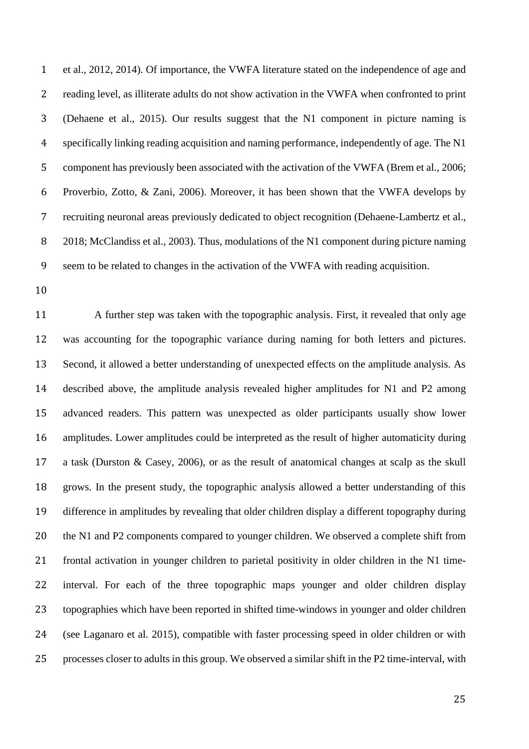et al., 2012, 2014). Of importance, the VWFA literature stated on the independence of age and reading level, as illiterate adults do not show activation in the VWFA when confronted to print (Dehaene et al., 2015). Our results suggest that the N1 component in picture naming is specifically linking reading acquisition and naming performance, independently of age. The N1 component has previously been associated with the activation of the VWFA (Brem et al., 2006; Proverbio, Zotto, & Zani, 2006). Moreover, it has been shown that the VWFA develops by recruiting neuronal areas previously dedicated to object recognition (Dehaene-Lambertz et al., 2018; McClandiss et al., 2003). Thus, modulations of the N1 component during picture naming seem to be related to changes in the activation of the VWFA with reading acquisition.

A further step was taken with the topographic analysis. First, it revealed that only age was accounting for the topographic variance during naming for both letters and pictures. Second, it allowed a better understanding of unexpected effects on the amplitude analysis. As described above, the amplitude analysis revealed higher amplitudes for N1 and P2 among advanced readers. This pattern was unexpected as older participants usually show lower amplitudes. Lower amplitudes could be interpreted as the result of higher automaticity during a task (Durston & Casey, 2006), or as the result of anatomical changes at scalp as the skull grows. In the present study, the topographic analysis allowed a better understanding of this difference in amplitudes by revealing that older children display a different topography during the N1 and P2 components compared to younger children. We observed a complete shift from frontal activation in younger children to parietal positivity in older children in the N1 time-interval. For each of the three topographic maps younger and older children display topographies which have been reported in shifted time-windows in younger and older children (see Laganaro et al. 2015), compatible with faster processing speed in older children or with processes closer to adults in this group. We observed a similar shift in the P2 time-interval, with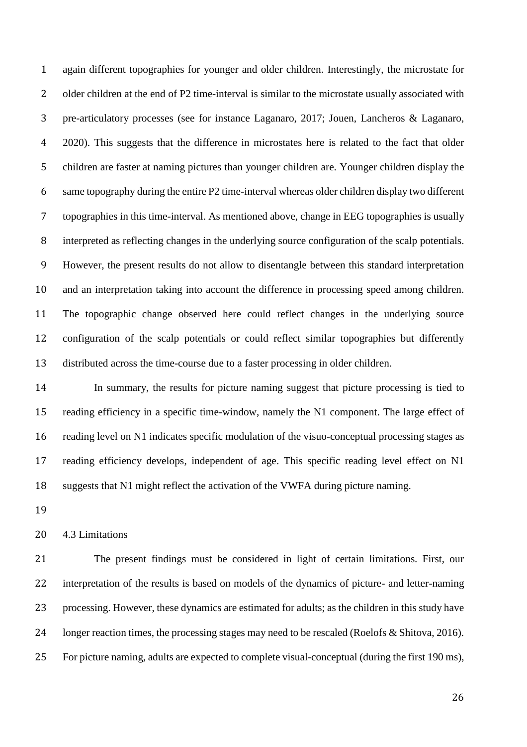again different topographies for younger and older children. Interestingly, the microstate for older children at the end of P2 time-interval is similar to the microstate usually associated with pre-articulatory processes (see for instance Laganaro, 2017; Jouen, Lancheros & Laganaro, 2020). This suggests that the difference in microstates here is related to the fact that older children are faster at naming pictures than younger children are. Younger children display the same topography during the entire P2 time-interval whereas older children display two different topographies in this time-interval. As mentioned above, change in EEG topographies is usually interpreted as reflecting changes in the underlying source configuration of the scalp potentials. However, the present results do not allow to disentangle between this standard interpretation and an interpretation taking into account the difference in processing speed among children. The topographic change observed here could reflect changes in the underlying source configuration of the scalp potentials or could reflect similar topographies but differently distributed across the time-course due to a faster processing in older children.

In summary, the results for picture naming suggest that picture processing is tied to reading efficiency in a specific time-window, namely the N1 component. The large effect of reading level on N1 indicates specific modulation of the visuo-conceptual processing stages as reading efficiency develops, independent of age. This specific reading level effect on N1 suggests that N1 might reflect the activation of the VWFA during picture naming.

### 4.3 Limitations

The present findings must be considered in light of certain limitations. First, our interpretation of the results is based on models of the dynamics of picture- and letter-naming processing. However, these dynamics are estimated for adults; as the children in this study have longer reaction times, the processing stages may need to be rescaled (Roelofs & Shitova, 2016). For picture naming, adults are expected to complete visual-conceptual (during the first 190 ms),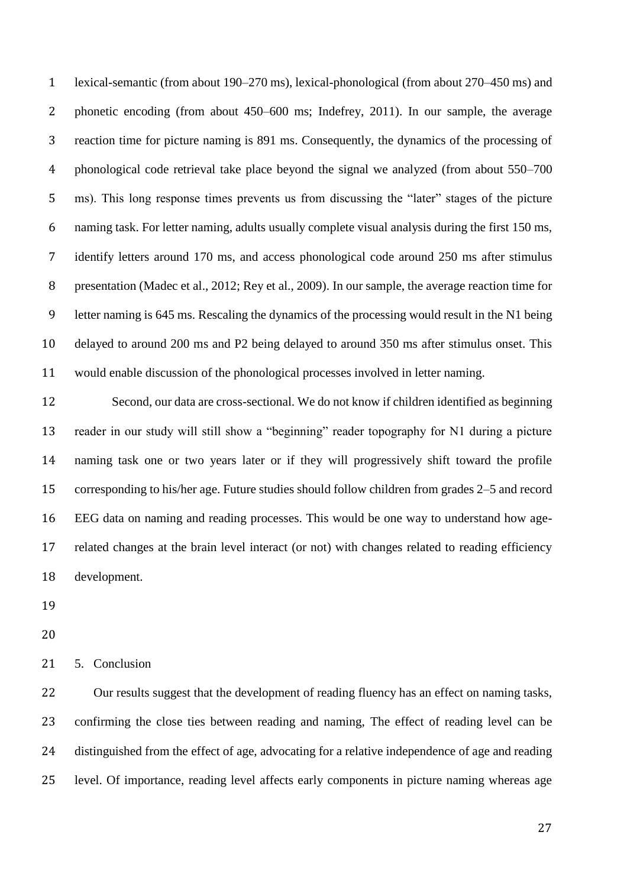lexical-semantic (from about 190–270 ms), lexical-phonological (from about 270–450 ms) and phonetic encoding (from about 450–600 ms; Indefrey, 2011). In our sample, the average reaction time for picture naming is 891 ms. Consequently, the dynamics of the processing of phonological code retrieval take place beyond the signal we analyzed (from about 550–700 ms). This long response times prevents us from discussing the "later" stages of the picture naming task. For letter naming, adults usually complete visual analysis during the first 150 ms, identify letters around 170 ms, and access phonological code around 250 ms after stimulus presentation (Madec et al., 2012; Rey et al., 2009). In our sample, the average reaction time for letter naming is 645 ms. Rescaling the dynamics of the processing would result in the N1 being delayed to around 200 ms and P2 being delayed to around 350 ms after stimulus onset. This would enable discussion of the phonological processes involved in letter naming.

Second, our data are cross-sectional. We do not know if children identified as beginning reader in our study will still show a "beginning" reader topography for N1 during a picture naming task one or two years later or if they will progressively shift toward the profile corresponding to his/her age. Future studies should follow children from grades 2–5 and record EEG data on naming and reading processes. This would be one way to understand how age-related changes at the brain level interact (or not) with changes related to reading efficiency development.

## 5. Conclusion

Our results suggest that the development of reading fluency has an effect on naming tasks, confirming the close ties between reading and naming, The effect of reading level can be distinguished from the effect of age, advocating for a relative independence of age and reading level. Of importance, reading level affects early components in picture naming whereas age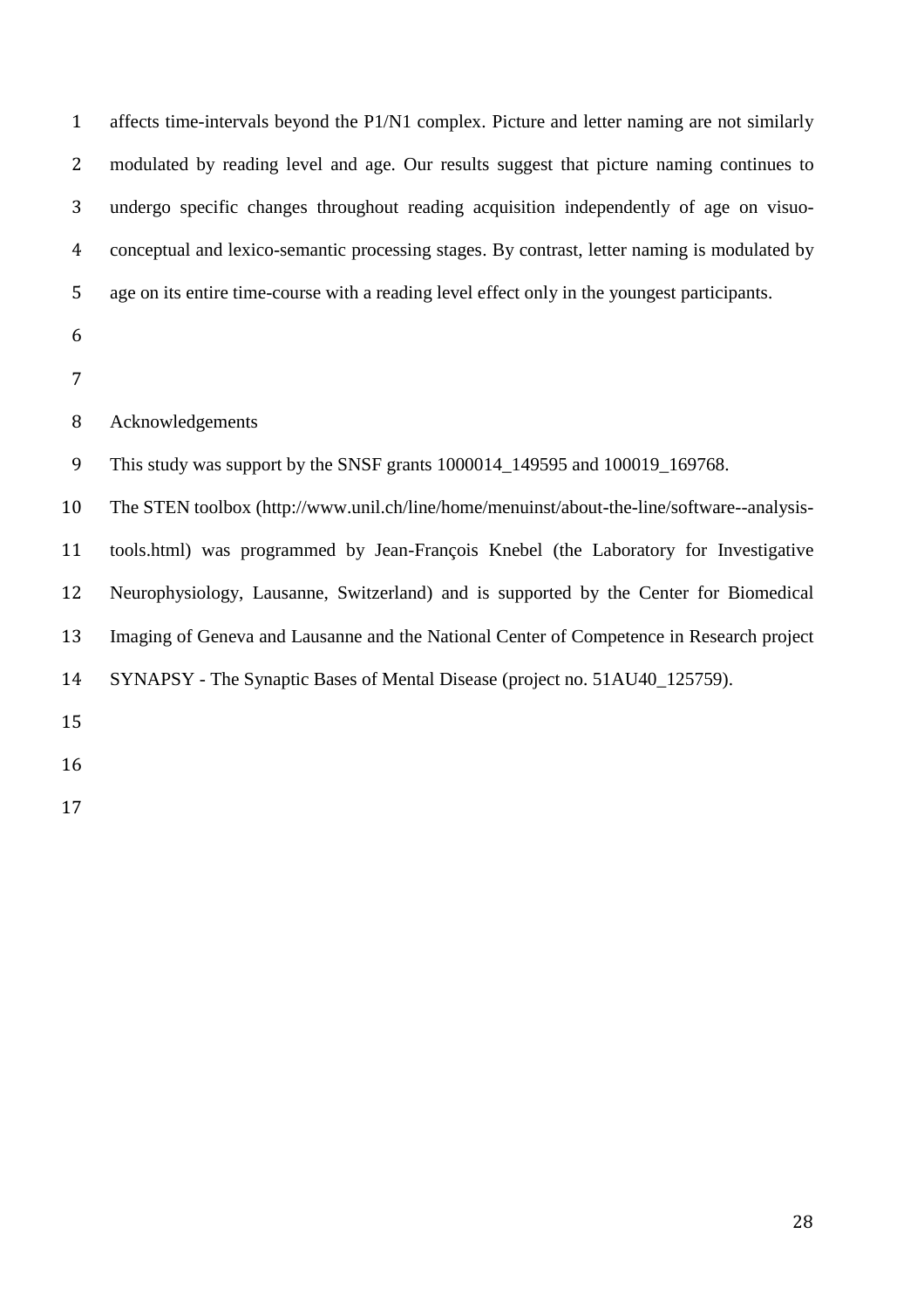affects time-intervals beyond the P1/N1 complex. Picture and letter naming are not similarly modulated by reading level and age. Our results suggest that picture naming continues to undergo specific changes throughout reading acquisition independently of age on visuo-conceptual and lexico-semantic processing stages. By contrast, letter naming is modulated by age on its entire time-course with a reading level effect only in the youngest participants.

## Acknowledgements

This study was support by the SNSF grants 1000014_149595 and 100019_169768.

The STEN toolbox (http://www.unil.ch/line/home/menuinst/about-the-line/software--analysis-tools.html) was programmed by Jean-François Knebel (the Laboratory for Investigative Neurophysiology, Lausanne, Switzerland) and is supported by the Center for Biomedical Imaging of Geneva and Lausanne and the National Center of Competence in Research project SYNAPSY - The Synaptic Bases of Mental Disease (project no. 51AU40_125759).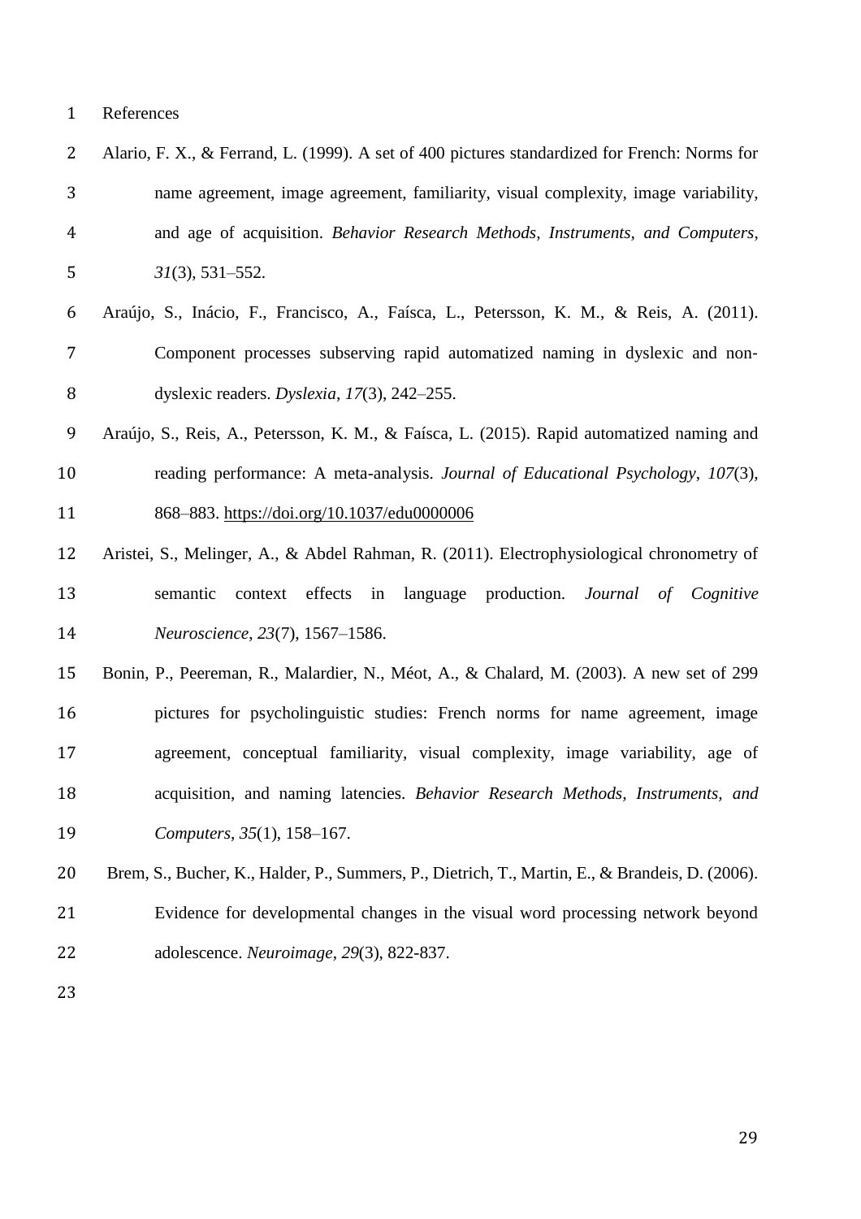# References

Alario, F. X., & Ferrand, L. (1999). A set of 400 pictures standardized for French: Norms for name agreement, image agreement, familiarity, visual complexity, image variability, and age of acquisition. *Behavior Research Methods, Instruments, and Computers*, *31*(3), 531–552.

Araújo, S., Inácio, F., Francisco, A., Faísca, L., Petersson, K. M., & Reis, A. (2011). Component processes subserving rapid automatized naming in dyslexic and non-dyslexic readers. *Dyslexia*, *17*(3), 242–255.

Araújo, S., Reis, A., Petersson, K. M., & Faísca, L. (2015). Rapid automatized naming and reading performance: A meta-analysis. *Journal of Educational Psychology*, *107*(3), 868–883. https://doi.org/10.1037/edu0000006

Aristei, S., Melinger, A., & Abdel Rahman, R. (2011). Electrophysiological chronometry of semantic context effects in language production. *Journal of Cognitive Neuroscience*, *23*(7), 1567–1586.

Bonin, P., Peereman, R., Malardier, N., Méot, A., & Chalard, M. (2003). A new set of 299 pictures for psycholinguistic studies: French norms for name agreement, image agreement, conceptual familiarity, visual complexity, image variability, age of acquisition, and naming latencies. *Behavior Research Methods, Instruments, and Computers*, *35*(1), 158–167.

Brem, S., Bucher, K., Halder, P., Summers, P., Dietrich, T., Martin, E., & Brandeis, D. (2006). Evidence for developmental changes in the visual word processing network beyond adolescence. *Neuroimage*, *29*(3), 822-837.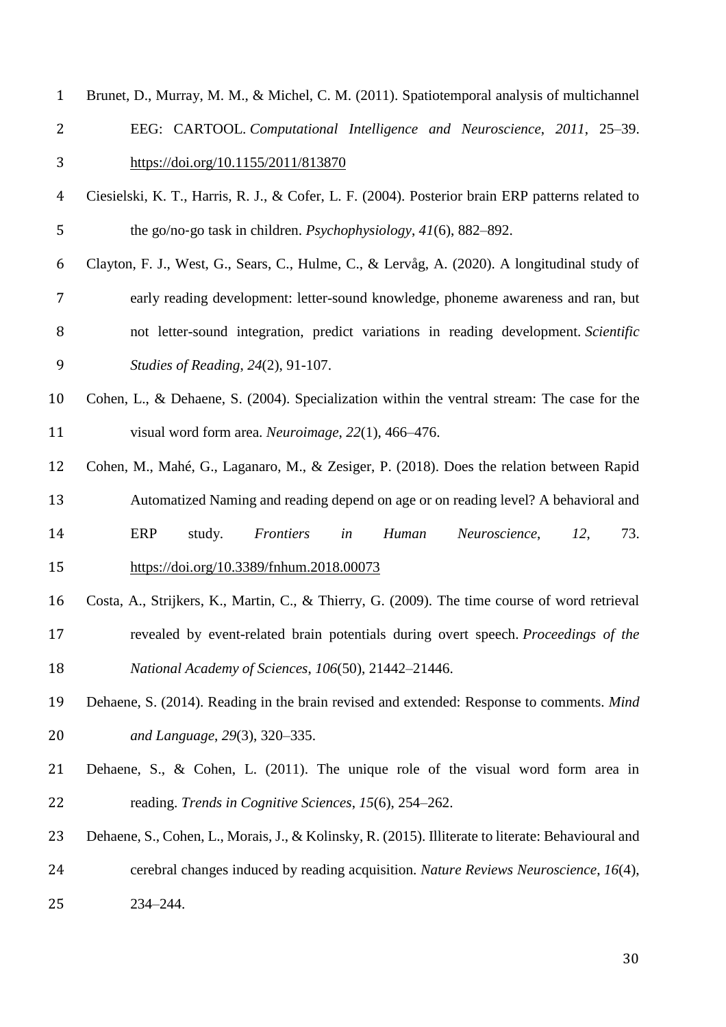Brunet, D., Murray, M. M., & Michel, C. M. (2011). Spatiotemporal analysis of multichannel EEG: CARTOOL. *Computational Intelligence and Neuroscience*, *2011*, 25–39. https://doi.org/10.1155/2011/813870

Ciesielski, K. T., Harris, R. J., & Cofer, L. F. (2004). Posterior brain ERP patterns related to the go/no-go task in children. *Psychophysiology*, *41*(6), 882–892.

Clayton, F. J., West, G., Sears, C., Hulme, C., & Lervåg, A. (2020). A longitudinal study of early reading development: letter-sound knowledge, phoneme awareness and ran, but not letter-sound integration, predict variations in reading development. *Scientific Studies of Reading*, *24*(2), 91-107.

Cohen, L., & Dehaene, S. (2004). Specialization within the ventral stream: The case for the visual word form area. *Neuroimage*, *22*(1), 466–476.

Cohen, M., Mahé, G., Laganaro, M., & Zesiger, P. (2018). Does the relation between Rapid Automatized Naming and reading depend on age or on reading level? A behavioral and ERP study. *Frontiers in Human Neuroscience*, *12*, 73. https://doi.org/10.3389/fnhum.2018.00073

Costa, A., Strijkers, K., Martin, C., & Thierry, G. (2009). The time course of word retrieval revealed by event-related brain potentials during overt speech. *Proceedings of the National Academy of Sciences*, *106*(50), 21442–21446.

Dehaene, S. (2014). Reading in the brain revised and extended: Response to comments. *Mind and Language*, *29*(3), 320–335.

Dehaene, S., & Cohen, L. (2011). The unique role of the visual word form area in reading. *Trends in Cognitive Sciences*, *15*(6), 254–262.

Dehaene, S., Cohen, L., Morais, J., & Kolinsky, R. (2015). Illiterate to literate: Behavioural and cerebral changes induced by reading acquisition. *Nature Reviews Neuroscience*, *16*(4), 234–244.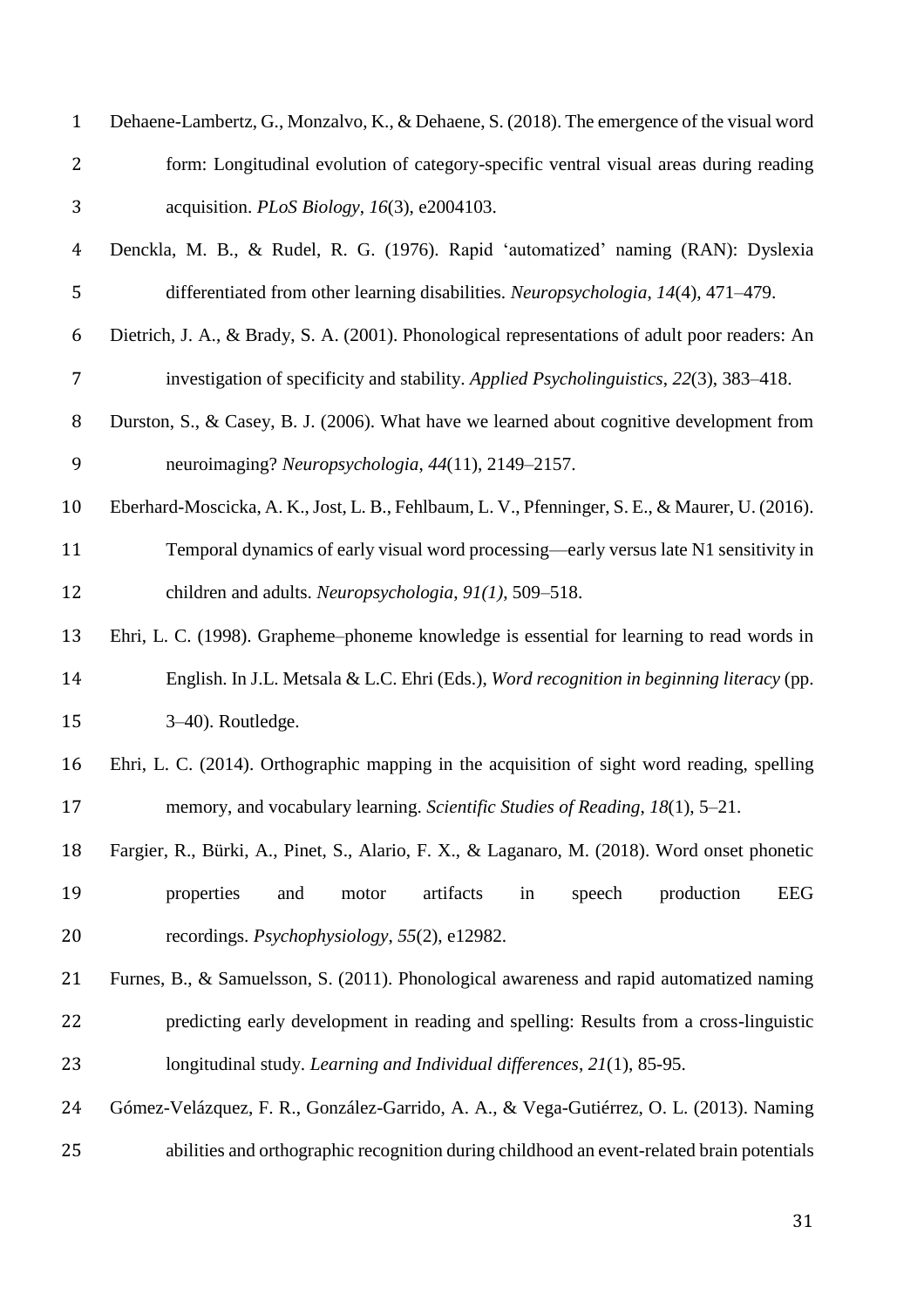Dehaene-Lambertz, G., Monzalvo, K., & Dehaene, S. (2018). The emergence of the visual word form: Longitudinal evolution of category-specific ventral visual areas during reading acquisition. *PLoS Biology*, *16*(3), e2004103.

Denckla, M. B., & Rudel, R. G. (1976). Rapid 'automatized' naming (RAN): Dyslexia differentiated from other learning disabilities. *Neuropsychologia*, *14*(4), 471–479.

Dietrich, J. A., & Brady, S. A. (2001). Phonological representations of adult poor readers: An investigation of specificity and stability. *Applied Psycholinguistics*, *22*(3), 383–418.

Durston, S., & Casey, B. J. (2006). What have we learned about cognitive development from neuroimaging? *Neuropsychologia*, *44*(11), 2149–2157.

Eberhard-Moscicka, A. K., Jost, L. B., Fehlbaum, L. V., Pfenninger, S. E., & Maurer, U. (2016). Temporal dynamics of early visual word processing—early versus late N1 sensitivity in children and adults. *Neuropsychologia*, *91(1)*, 509–518.

Ehri, L. C. (1998). Grapheme–phoneme knowledge is essential for learning to read words in English. In J.L. Metsala & L.C. Ehri (Eds.), *Word recognition in beginning literacy* (pp. 3–40). Routledge.

Ehri, L. C. (2014). Orthographic mapping in the acquisition of sight word reading, spelling memory, and vocabulary learning. *Scientific Studies of Reading*, *18*(1), 5–21.

Fargier, R., Bürki, A., Pinet, S., Alario, F. X., & Laganaro, M. (2018). Word onset phonetic properties and motor artifacts in speech production EEG recordings. *Psychophysiology*, *55*(2), e12982.

Furnes, B., & Samuelsson, S. (2011). Phonological awareness and rapid automatized naming predicting early development in reading and spelling: Results from a cross-linguistic longitudinal study. *Learning and Individual differences*, *21*(1), 85-95.

Gómez-Velázquez, F. R., González-Garrido, A. A., & Vega-Gutiérrez, O. L. (2013). Naming abilities and orthographic recognition during childhood an event-related brain potentials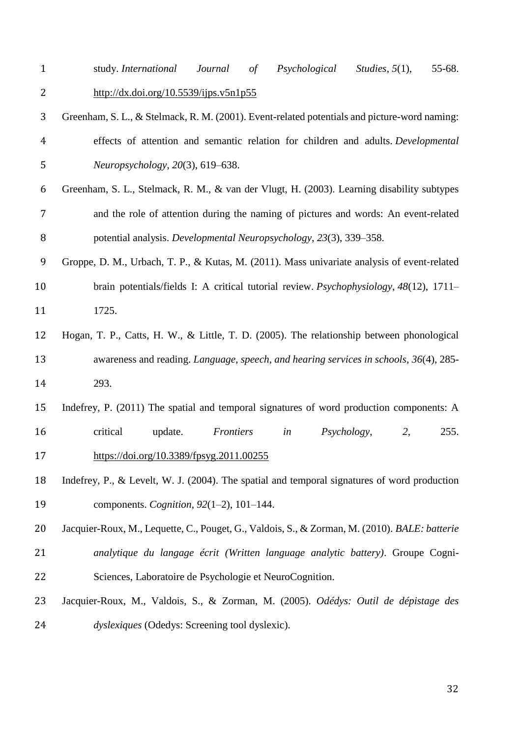study. *International Journal of Psychological Studies*, *5*(1), 55-68. http://dx.doi.org/10.5539/ijps.v5n1p55

Greenham, S. L., & Stelmack, R. M. (2001). Event-related potentials and picture-word naming: effects of attention and semantic relation for children and adults. *Developmental Neuropsychology*, *20*(3), 619–638.

Greenham, S. L., Stelmack, R. M., & van der Vlugt, H. (2003). Learning disability subtypes and the role of attention during the naming of pictures and words: An event-related potential analysis. *Developmental Neuropsychology*, *23*(3), 339–358.

Groppe, D. M., Urbach, T. P., & Kutas, M. (2011). Mass univariate analysis of event-related brain potentials/fields I: A critical tutorial review. *Psychophysiology*, *48*(12), 1711–1725.

Hogan, T. P., Catts, H. W., & Little, T. D. (2005). The relationship between phonological awareness and reading. *Language, speech, and hearing services in schools*, *36*(4), 285-293.

Indefrey, P. (2011) The spatial and temporal signatures of word production components: A critical update. *Frontiers in Psychology*, *2*, 255. https://doi.org/10.3389/fpsyg.2011.00255

Indefrey, P., & Levelt, W. J. (2004). The spatial and temporal signatures of word production components. *Cognition*, *92*(1–2), 101–144.

Jacquier-Roux, M., Lequette, C., Pouget, G., Valdois, S., & Zorman, M. (2010). *BALE: batterie analytique du langage écrit (Written language analytic battery)*. Groupe Cogni-Sciences, Laboratoire de Psychologie et NeuroCognition.

Jacquier-Roux, M., Valdois, S., & Zorman, M. (2005). *Odédys: Outil de dépistage des dyslexiques* (Odedys: Screening tool dyslexic).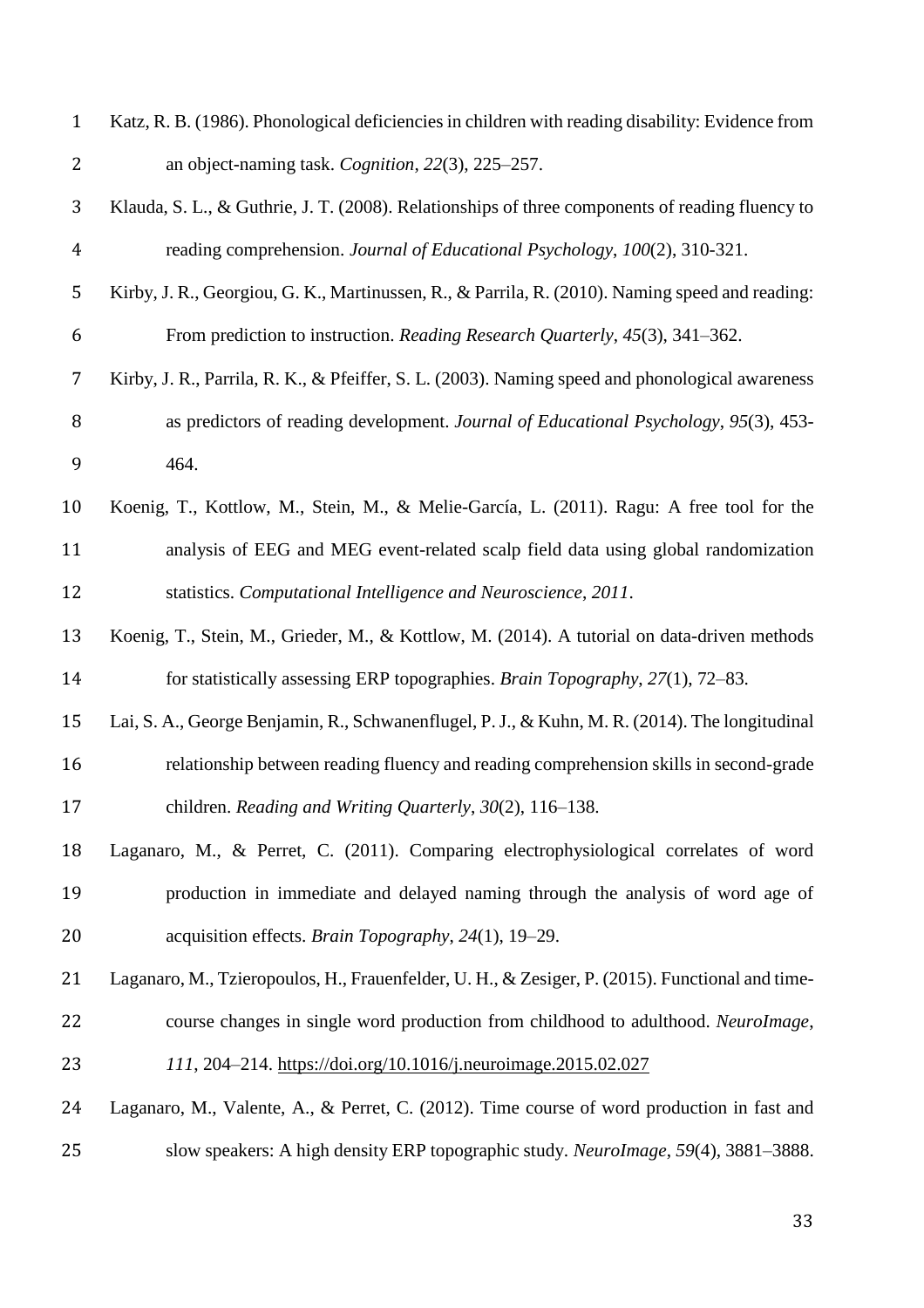Katz, R. B. (1986). Phonological deficiencies in children with reading disability: Evidence from an object-naming task. *Cognition*, *22*(3), 225–257.

Klauda, S. L., & Guthrie, J. T. (2008). Relationships of three components of reading fluency to reading comprehension. *Journal of Educational Psychology*, *100*(2), 310-321.

Kirby, J. R., Georgiou, G. K., Martinussen, R., & Parrila, R. (2010). Naming speed and reading: From prediction to instruction. *Reading Research Quarterly*, *45*(3), 341–362.

Kirby, J. R., Parrila, R. K., & Pfeiffer, S. L. (2003). Naming speed and phonological awareness as predictors of reading development. *Journal of Educational Psychology*, *95*(3), 453-464.

Koenig, T., Kottlow, M., Stein, M., & Melie-García, L. (2011). Ragu: A free tool for the analysis of EEG and MEG event-related scalp field data using global randomization statistics. *Computational Intelligence and Neuroscience*, *2011*.

Koenig, T., Stein, M., Grieder, M., & Kottlow, M. (2014). A tutorial on data-driven methods for statistically assessing ERP topographies. *Brain Topography*, *27*(1), 72–83.

Lai, S. A., George Benjamin, R., Schwanenflugel, P. J., & Kuhn, M. R. (2014). The longitudinal relationship between reading fluency and reading comprehension skills in second-grade children. *Reading and Writing Quarterly*, *30*(2), 116–138.

Laganaro, M., & Perret, C. (2011). Comparing electrophysiological correlates of word production in immediate and delayed naming through the analysis of word age of acquisition effects. *Brain Topography*, *24*(1), 19–29.

Laganaro, M., Tzieropoulos, H., Frauenfelder, U. H., & Zesiger, P. (2015). Functional and time-course changes in single word production from childhood to adulthood. *NeuroImage*, *111*, 204–214. https://doi.org/10.1016/j.neuroimage.2015.02.027

Laganaro, M., Valente, A., & Perret, C. (2012). Time course of word production in fast and slow speakers: A high density ERP topographic study. *NeuroImage*, *59*(4), 3881–3888.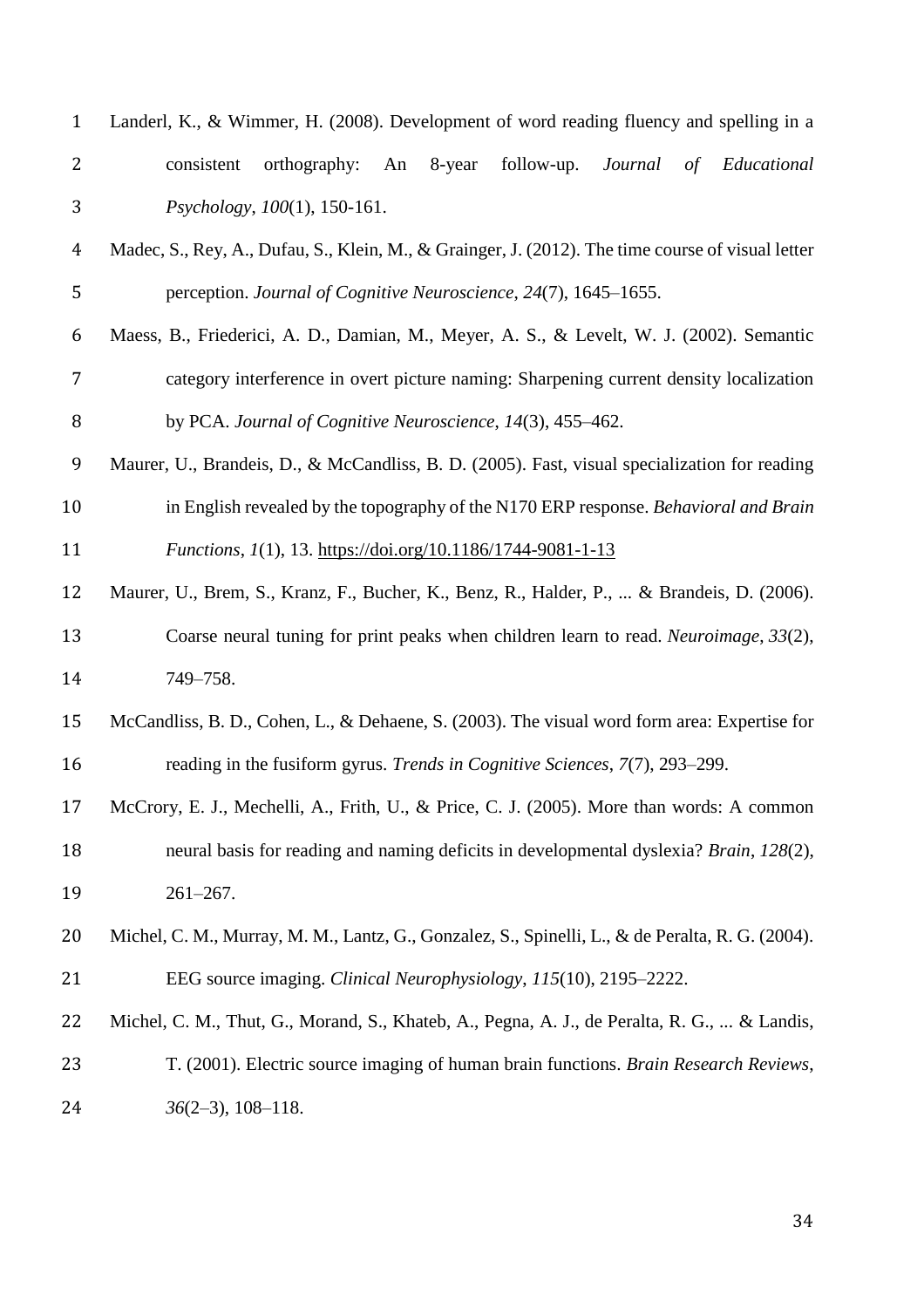Landerl, K., & Wimmer, H. (2008). Development of word reading fluency and spelling in a consistent orthography: An 8-year follow-up. *Journal of Educational Psychology*, *100*(1), 150-161.

Madec, S., Rey, A., Dufau, S., Klein, M., & Grainger, J. (2012). The time course of visual letter perception. *Journal of Cognitive Neuroscience*, *24*(7), 1645–1655.

Maess, B., Friederici, A. D., Damian, M., Meyer, A. S., & Levelt, W. J. (2002). Semantic category interference in overt picture naming: Sharpening current density localization by PCA. *Journal of Cognitive Neuroscience*, *14*(3), 455–462.

Maurer, U., Brandeis, D., & McCandliss, B. D. (2005). Fast, visual specialization for reading in English revealed by the topography of the N170 ERP response. *Behavioral and Brain Functions*, *1*(1), 13. https://doi.org/10.1186/1744-9081-1-13

Maurer, U., Brem, S., Kranz, F., Bucher, K., Benz, R., Halder, P., ... & Brandeis, D. (2006). Coarse neural tuning for print peaks when children learn to read. *Neuroimage*, *33*(2), 749–758.

McCandliss, B. D., Cohen, L., & Dehaene, S. (2003). The visual word form area: Expertise for reading in the fusiform gyrus. *Trends in Cognitive Sciences*, *7*(7), 293–299.

McCrory, E. J., Mechelli, A., Frith, U., & Price, C. J. (2005). More than words: A common neural basis for reading and naming deficits in developmental dyslexia? *Brain*, *128*(2), 261–267.

Michel, C. M., Murray, M. M., Lantz, G., Gonzalez, S., Spinelli, L., & de Peralta, R. G. (2004). EEG source imaging. *Clinical Neurophysiology*, *115*(10), 2195–2222.

Michel, C. M., Thut, G., Morand, S., Khateb, A., Pegna, A. J., de Peralta, R. G., ... & Landis, T. (2001). Electric source imaging of human brain functions. *Brain Research Reviews*, *36*(2–3), 108–118.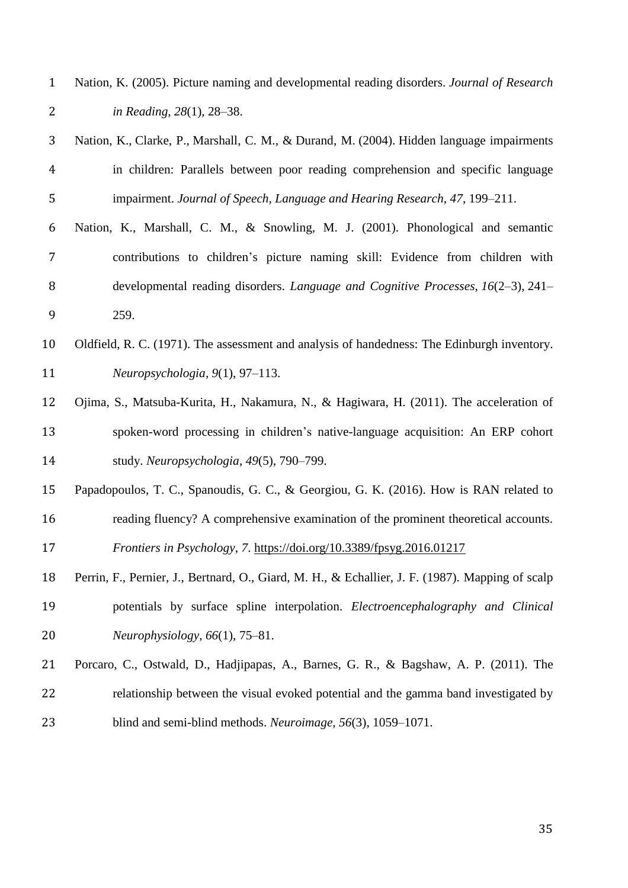Nation, K. (2005). Picture naming and developmental reading disorders. *Journal of Research in Reading*, *28*(1), 28–38.

Nation, K., Clarke, P., Marshall, C. M., & Durand, M. (2004). Hidden language impairments in children: Parallels between poor reading comprehension and specific language impairment. *Journal of Speech, Language and Hearing Research*, *47*, 199–211.

Nation, K., Marshall, C. M., & Snowling, M. J. (2001). Phonological and semantic contributions to children's picture naming skill: Evidence from children with developmental reading disorders. *Language and Cognitive Processes*, *16*(2–3), 241–259.

Oldfield, R. C. (1971). The assessment and analysis of handedness: The Edinburgh inventory. *Neuropsychologia*, *9*(1), 97–113.

Ojima, S., Matsuba-Kurita, H., Nakamura, N., & Hagiwara, H. (2011). The acceleration of spoken-word processing in children's native-language acquisition: An ERP cohort study. *Neuropsychologia*, *49*(5), 790–799.

Papadopoulos, T. C., Spanoudis, G. C., & Georgiou, G. K. (2016). How is RAN related to reading fluency? A comprehensive examination of the prominent theoretical accounts. *Frontiers in Psychology*, *7*. https://doi.org/10.3389/fpsyg.2016.01217

Perrin, F., Pernier, J., Bertnard, O., Giard, M. H., & Echallier, J. F. (1987). Mapping of scalp potentials by surface spline interpolation. *Electroencephalography and Clinical Neurophysiology*, *66*(1), 75–81.

Porcaro, C., Ostwald, D., Hadjipapas, A., Barnes, G. R., & Bagshaw, A. P. (2011). The relationship between the visual evoked potential and the gamma band investigated by blind and semi-blind methods. *Neuroimage*, *56*(3), 1059–1071.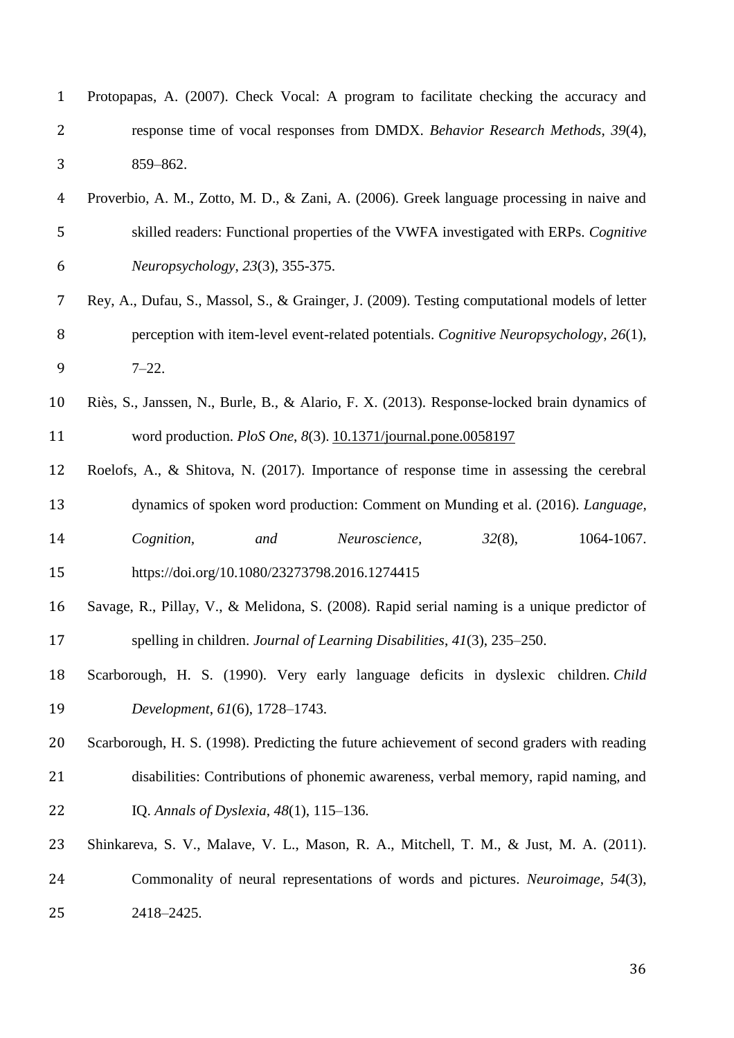Protopapas, A. (2007). Check Vocal: A program to facilitate checking the accuracy and response time of vocal responses from DMDX. *Behavior Research Methods*, *39*(4), 859–862.

Proverbio, A. M., Zotto, M. D., & Zani, A. (2006). Greek language processing in naive and skilled readers: Functional properties of the VWFA investigated with ERPs. *Cognitive Neuropsychology*, *23*(3), 355-375.

Rey, A., Dufau, S., Massol, S., & Grainger, J. (2009). Testing computational models of letter perception with item-level event-related potentials. *Cognitive Neuropsychology*, *26*(1), 7–22.

Riès, S., Janssen, N., Burle, B., & Alario, F. X. (2013). Response-locked brain dynamics of word production. *PloS One*, *8*(3). 10.1371/journal.pone.0058197

Roelofs, A., & Shitova, N. (2017). Importance of response time in assessing the cerebral dynamics of spoken word production: Comment on Munding et al. (2016). *Language, Cognition, and Neuroscience*, *32*(8), 1064-1067. https://doi.org/10.1080/23273798.2016.1274415

Savage, R., Pillay, V., & Melidona, S. (2008). Rapid serial naming is a unique predictor of spelling in children. *Journal of Learning Disabilities*, *41*(3), 235–250.

Scarborough, H. S. (1990). Very early language deficits in dyslexic children. *Child Development*, *61*(6), 1728–1743.

Scarborough, H. S. (1998). Predicting the future achievement of second graders with reading disabilities: Contributions of phonemic awareness, verbal memory, rapid naming, and IQ. *Annals of Dyslexia*, *48*(1), 115–136.

Shinkareva, S. V., Malave, V. L., Mason, R. A., Mitchell, T. M., & Just, M. A. (2011). Commonality of neural representations of words and pictures. *Neuroimage*, *54*(3), 2418–2425.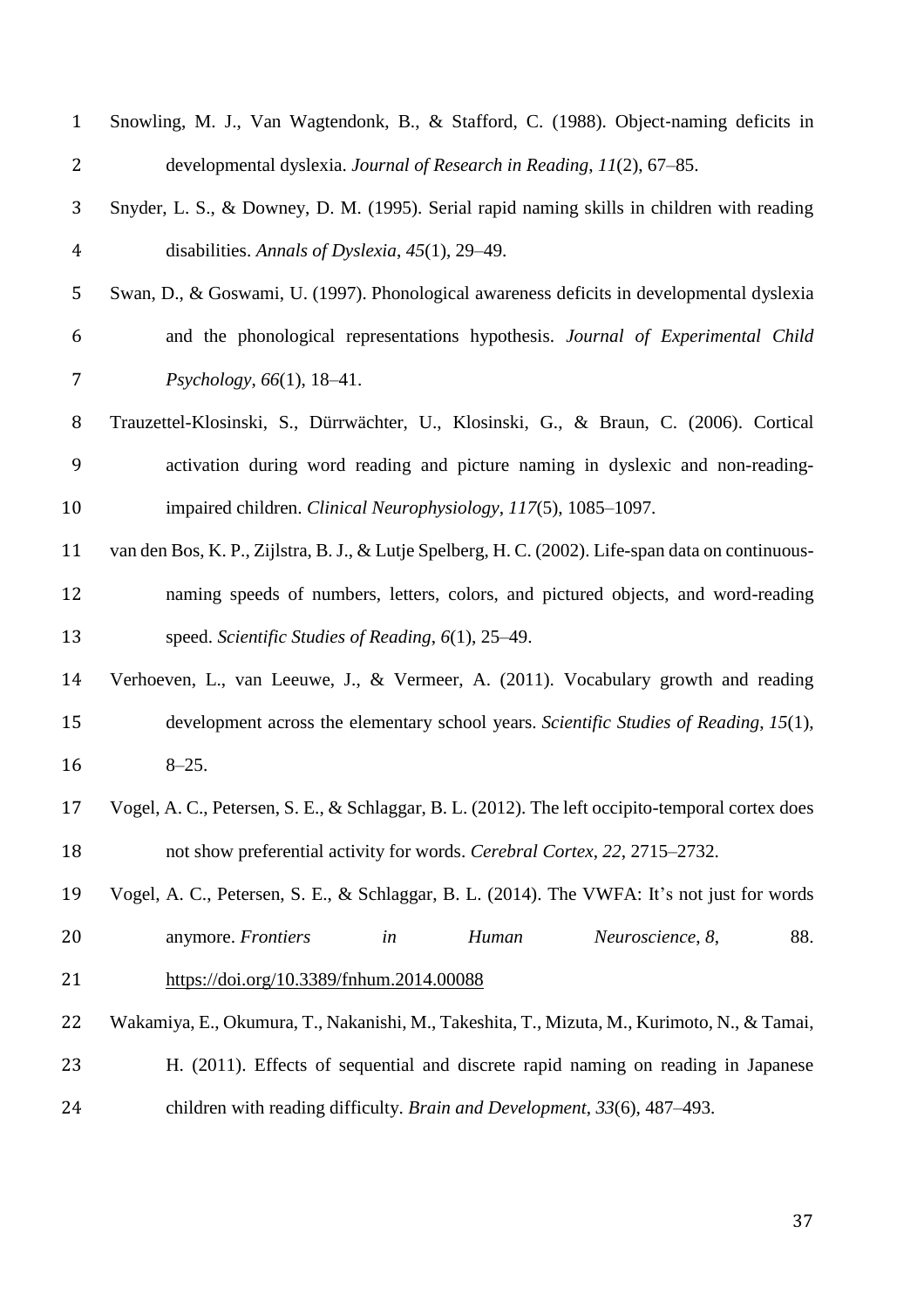Snowling, M. J., Van Wagtendonk, B., & Stafford, C. (1988). Object-naming deficits in developmental dyslexia. *Journal of Research in Reading*, *11*(2), 67–85.

Snyder, L. S., & Downey, D. M. (1995). Serial rapid naming skills in children with reading disabilities. *Annals of Dyslexia*, *45*(1), 29–49.

Swan, D., & Goswami, U. (1997). Phonological awareness deficits in developmental dyslexia and the phonological representations hypothesis. *Journal of Experimental Child Psychology*, *66*(1), 18–41.

Trauzettel-Klosinski, S., Dürrwächter, U., Klosinski, G., & Braun, C. (2006). Cortical activation during word reading and picture naming in dyslexic and non-reading-impaired children. *Clinical Neurophysiology*, *117*(5), 1085–1097.

van den Bos, K. P., Zijlstra, B. J., & Lutje Spelberg, H. C. (2002). Life-span data on continuous-naming speeds of numbers, letters, colors, and pictured objects, and word-reading speed. *Scientific Studies of Reading*, *6*(1), 25–49.

Verhoeven, L., van Leeuwe, J., & Vermeer, A. (2011). Vocabulary growth and reading development across the elementary school years. *Scientific Studies of Reading*, *15*(1), 8–25.

Vogel, A. C., Petersen, S. E., & Schlaggar, B. L. (2012). The left occipito-temporal cortex does not show preferential activity for words. *Cerebral Cortex*, *22*, 2715–2732.

Vogel, A. C., Petersen, S. E., & Schlaggar, B. L. (2014). The VWFA: It's not just for words anymore. *Frontiers in Human Neuroscience*, *8*, 88. https://doi.org/10.3389/fnhum.2014.00088

Wakamiya, E., Okumura, T., Nakanishi, M., Takeshita, T., Mizuta, M., Kurimoto, N., & Tamai, H. (2011). Effects of sequential and discrete rapid naming on reading in Japanese children with reading difficulty. *Brain and Development*, *33*(6), 487–493.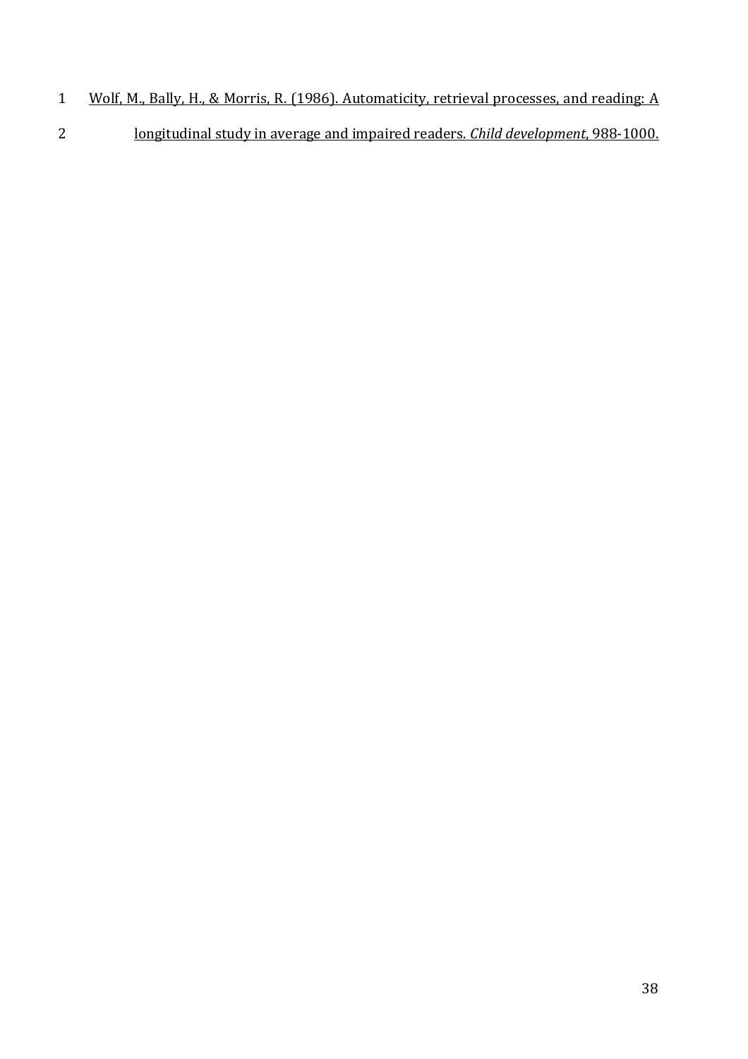Wolf, M., Bally, H., & Morris, R. (1986). Automaticity, retrieval processes, and reading: A longitudinal study in average and impaired readers. *Child development*, 988-1000.